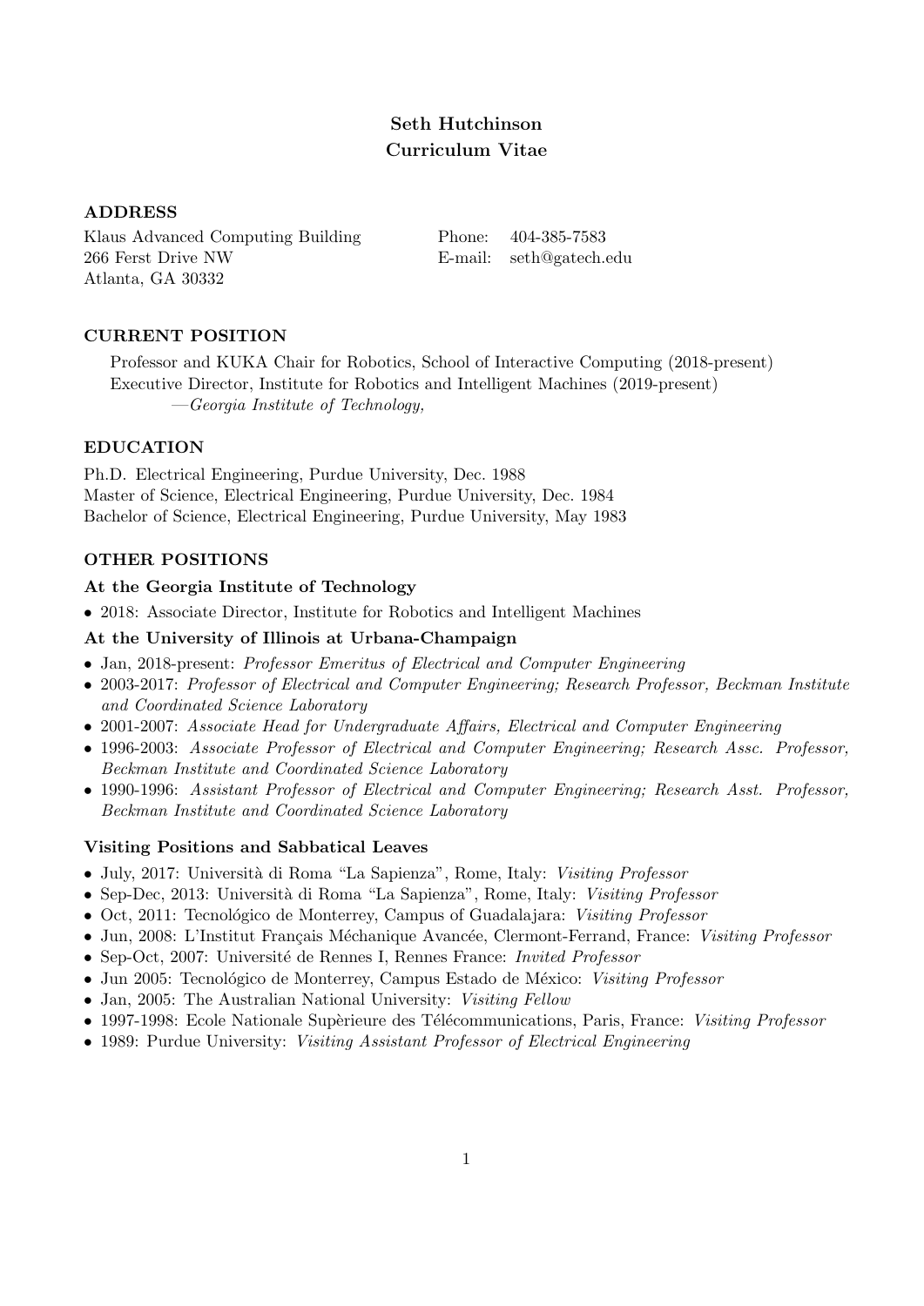# Seth Hutchinson
# Curriculum Vitae

## ADDRESS

Klaus Advanced Computing Building
266 Ferst Drive NW
Atlanta, GA 30332

Phone: 404-385-7583
E-mail: seth@gatech.edu

## CURRENT POSITION

Professor and KUKA Chair for Robotics, School of Interactive Computing (2018-present)
Executive Director, Institute for Robotics and Intelligent Machines (2019-present)
—*Georgia Institute of Technology,*

## EDUCATION

Ph.D. Electrical Engineering, Purdue University, Dec. 1988
Master of Science, Electrical Engineering, Purdue University, Dec. 1984
Bachelor of Science, Electrical Engineering, Purdue University, May 1983

## OTHER POSITIONS

### At the Georgia Institute of Technology

- 2018: Associate Director, Institute for Robotics and Intelligent Machines

### At the University of Illinois at Urbana-Champaign

- Jan, 2018-present: *Professor Emeritus of Electrical and Computer Engineering*
- 2003-2017: *Professor of Electrical and Computer Engineering; Research Professor, Beckman Institute and Coordinated Science Laboratory*
- 2001-2007: *Associate Head for Undergraduate Affairs, Electrical and Computer Engineering*
- 1996-2003: *Associate Professor of Electrical and Computer Engineering; Research Assc. Professor, Beckman Institute and Coordinated Science Laboratory*
- 1990-1996: *Assistant Professor of Electrical and Computer Engineering; Research Asst. Professor, Beckman Institute and Coordinated Science Laboratory*

### Visiting Positions and Sabbatical Leaves

- July, 2017: Università di Roma "La Sapienza", Rome, Italy: *Visiting Professor*
- Sep-Dec, 2013: Università di Roma "La Sapienza", Rome, Italy: *Visiting Professor*
- Oct, 2011: Tecnológico de Monterrey, Campus of Guadalajara: *Visiting Professor*
- Jun, 2008: L'Institut Français Méchanique Avancée, Clermont-Ferrand, France: *Visiting Professor*
- Sep-Oct, 2007: Université de Rennes I, Rennes France: *Invited Professor*
- Jun 2005: Tecnológico de Monterrey, Campus Estado de México: *Visiting Professor*
- Jan, 2005: The Australian National University: *Visiting Fellow*
- 1997-1998: Ecole Nationale Supèrieure des Télécommunications, Paris, France: *Visiting Professor*
- 1989: Purdue University: *Visiting Assistant Professor of Electrical Engineering*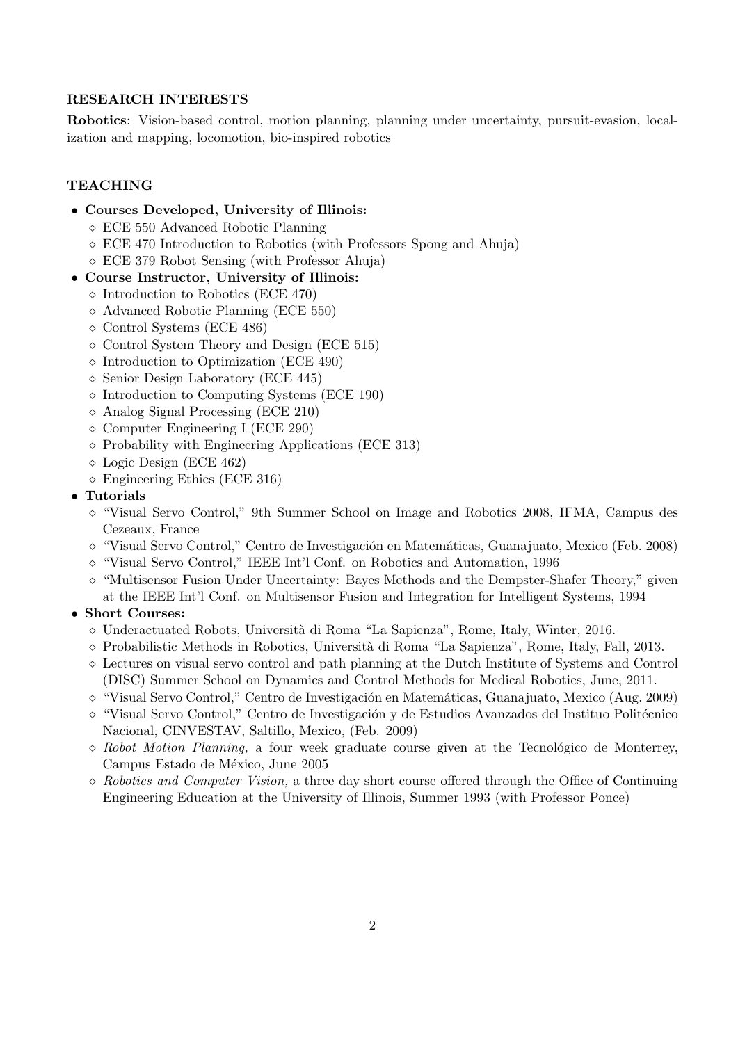## RESEARCH INTERESTS

**Robotics**: Vision-based control, motion planning, planning under uncertainty, pursuit-evasion, localization and mapping, locomotion, bio-inspired robotics

## TEACHING

- **Courses Developed, University of Illinois:**
  - ◇ ECE 550 Advanced Robotic Planning
  - ◇ ECE 470 Introduction to Robotics (with Professors Spong and Ahuja)
  - ◇ ECE 379 Robot Sensing (with Professor Ahuja)
- **Course Instructor, University of Illinois:**
  - ◇ Introduction to Robotics (ECE 470)
  - ◇ Advanced Robotic Planning (ECE 550)
  - ◇ Control Systems (ECE 486)
  - ◇ Control System Theory and Design (ECE 515)
  - ◇ Introduction to Optimization (ECE 490)
  - ◇ Senior Design Laboratory (ECE 445)
  - ◇ Introduction to Computing Systems (ECE 190)
  - ◇ Analog Signal Processing (ECE 210)
  - ◇ Computer Engineering I (ECE 290)
  - ◇ Probability with Engineering Applications (ECE 313)
  - ◇ Logic Design (ECE 462)
  - ◇ Engineering Ethics (ECE 316)
- **Tutorials**
  - ◇ "Visual Servo Control," 9th Summer School on Image and Robotics 2008, IFMA, Campus des Cezeaux, France
  - ◇ "Visual Servo Control," Centro de Investigación en Matemáticas, Guanajuato, Mexico (Feb. 2008)
  - ◇ "Visual Servo Control," IEEE Int'l Conf. on Robotics and Automation, 1996
  - ◇ "Multisensor Fusion Under Uncertainty: Bayes Methods and the Dempster-Shafer Theory," given at the IEEE Int'l Conf. on Multisensor Fusion and Integration for Intelligent Systems, 1994
- **Short Courses:**
  - ◇ Underactuated Robots, Università di Roma "La Sapienza", Rome, Italy, Winter, 2016.
  - ◇ Probabilistic Methods in Robotics, Università di Roma "La Sapienza", Rome, Italy, Fall, 2013.
  - ◇ Lectures on visual servo control and path planning at the Dutch Institute of Systems and Control (DISC) Summer School on Dynamics and Control Methods for Medical Robotics, June, 2011.
  - ◇ "Visual Servo Control," Centro de Investigación en Matemáticas, Guanajuato, Mexico (Aug. 2009)
  - ◇ "Visual Servo Control," Centro de Investigación y de Estudios Avanzados del Instituo Politécnico Nacional, CINVESTAV, Saltillo, Mexico, (Feb. 2009)
  - ◇ *Robot Motion Planning,* a four week graduate course given at the Tecnológico de Monterrey, Campus Estado de México, June 2005
  - ◇ *Robotics and Computer Vision,* a three day short course offered through the Office of Continuing Engineering Education at the University of Illinois, Summer 1993 (with Professor Ponce)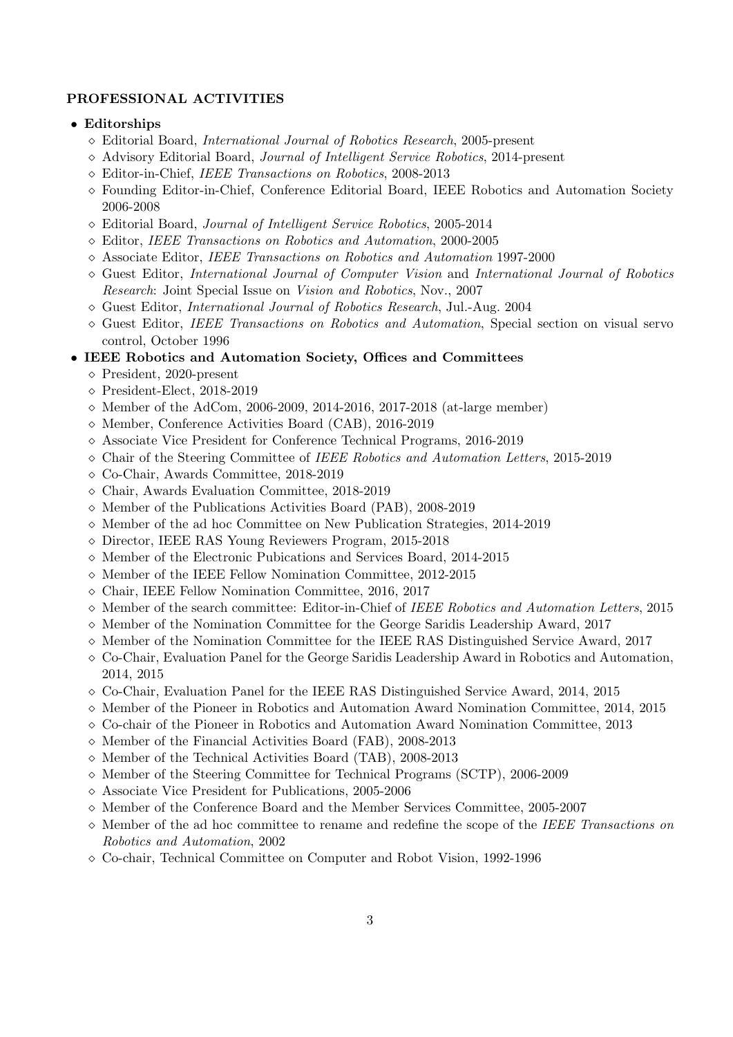**PROFESSIONAL ACTIVITIES**

- **Editorships**
  - Editorial Board, *International Journal of Robotics Research*, 2005-present
  - Advisory Editorial Board, *Journal of Intelligent Service Robotics*, 2014-present
  - Editor-in-Chief, *IEEE Transactions on Robotics*, 2008-2013
  - Founding Editor-in-Chief, Conference Editorial Board, IEEE Robotics and Automation Society 2006-2008
  - Editorial Board, *Journal of Intelligent Service Robotics*, 2005-2014
  - Editor, *IEEE Transactions on Robotics and Automation*, 2000-2005
  - Associate Editor, *IEEE Transactions on Robotics and Automation* 1997-2000
  - Guest Editor, *International Journal of Computer Vision* and *International Journal of Robotics Research*: Joint Special Issue on *Vision and Robotics*, Nov., 2007
  - Guest Editor, *International Journal of Robotics Research*, Jul.-Aug. 2004
  - Guest Editor, *IEEE Transactions on Robotics and Automation*, Special section on visual servo control, October 1996
- **IEEE Robotics and Automation Society, Offices and Committees**
  - President, 2020-present
  - President-Elect, 2018-2019
  - Member of the AdCom, 2006-2009, 2014-2016, 2017-2018 (at-large member)
  - Member, Conference Activities Board (CAB), 2016-2019
  - Associate Vice President for Conference Technical Programs, 2016-2019
  - Chair of the Steering Committee of *IEEE Robotics and Automation Letters*, 2015-2019
  - Co-Chair, Awards Committee, 2018-2019
  - Chair, Awards Evaluation Committee, 2018-2019
  - Member of the Publications Activities Board (PAB), 2008-2019
  - Member of the ad hoc Committee on New Publication Strategies, 2014-2019
  - Director, IEEE RAS Young Reviewers Program, 2015-2018
  - Member of the Electronic Pubications and Services Board, 2014-2015
  - Member of the IEEE Fellow Nomination Committee, 2012-2015
  - Chair, IEEE Fellow Nomination Committee, 2016, 2017
  - Member of the search committee: Editor-in-Chief of *IEEE Robotics and Automation Letters*, 2015
  - Member of the Nomination Committee for the George Saridis Leadership Award, 2017
  - Member of the Nomination Committee for the IEEE RAS Distinguished Service Award, 2017
  - Co-Chair, Evaluation Panel for the George Saridis Leadership Award in Robotics and Automation, 2014, 2015
  - Co-Chair, Evaluation Panel for the IEEE RAS Distinguished Service Award, 2014, 2015
  - Member of the Pioneer in Robotics and Automation Award Nomination Committee, 2014, 2015
  - Co-chair of the Pioneer in Robotics and Automation Award Nomination Committee, 2013
  - Member of the Financial Activities Board (FAB), 2008-2013
  - Member of the Technical Activities Board (TAB), 2008-2013
  - Member of the Steering Committee for Technical Programs (SCTP), 2006-2009
  - Associate Vice President for Publications, 2005-2006
  - Member of the Conference Board and the Member Services Committee, 2005-2007
  - Member of the ad hoc committee to rename and redefine the scope of the *IEEE Transactions on Robotics and Automation*, 2002
  - Co-chair, Technical Committee on Computer and Robot Vision, 1992-1996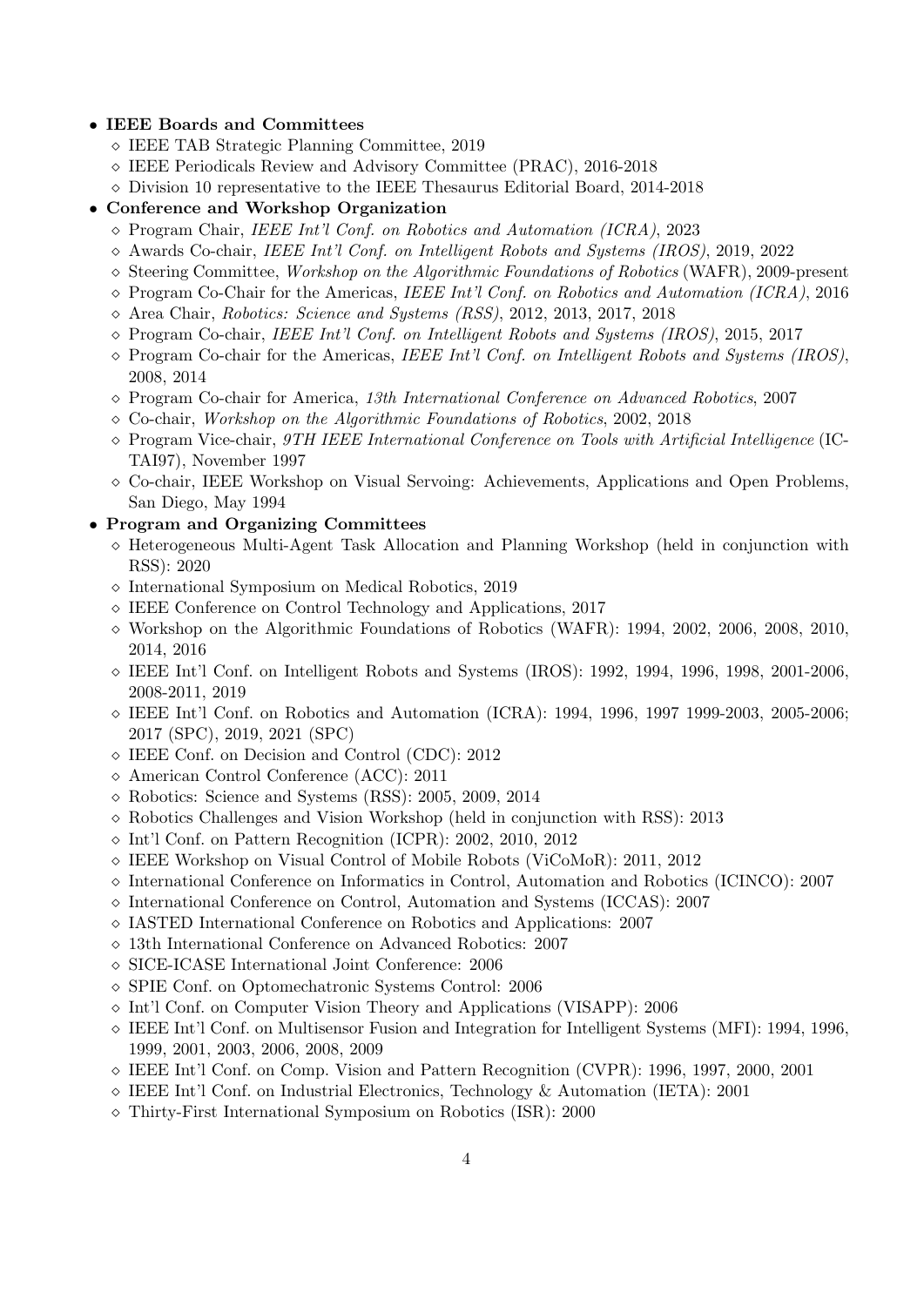- **IEEE Boards and Committees**
  - IEEE TAB Strategic Planning Committee, 2019
  - IEEE Periodicals Review and Advisory Committee (PRAC), 2016-2018
  - Division 10 representative to the IEEE Thesaurus Editorial Board, 2014-2018
- **Conference and Workshop Organization**
  - Program Chair, *IEEE Int'l Conf. on Robotics and Automation (ICRA)*, 2023
  - Awards Co-chair, *IEEE Int'l Conf. on Intelligent Robots and Systems (IROS)*, 2019, 2022
  - Steering Committee, *Workshop on the Algorithmic Foundations of Robotics* (WAFR), 2009-present
  - Program Co-Chair for the Americas, *IEEE Int'l Conf. on Robotics and Automation (ICRA)*, 2016
  - Area Chair, *Robotics: Science and Systems (RSS)*, 2012, 2013, 2017, 2018
  - Program Co-chair, *IEEE Int'l Conf. on Intelligent Robots and Systems (IROS)*, 2015, 2017
  - Program Co-chair for the Americas, *IEEE Int'l Conf. on Intelligent Robots and Systems (IROS)*, 2008, 2014
  - Program Co-chair for America, *13th International Conference on Advanced Robotics*, 2007
  - Co-chair, *Workshop on the Algorithmic Foundations of Robotics*, 2002, 2018
  - Program Vice-chair, *9TH IEEE International Conference on Tools with Artificial Intelligence* (ICTAI97), November 1997
  - Co-chair, IEEE Workshop on Visual Servoing: Achievements, Applications and Open Problems, San Diego, May 1994
- **Program and Organizing Committees**
  - Heterogeneous Multi-Agent Task Allocation and Planning Workshop (held in conjunction with RSS): 2020
  - International Symposium on Medical Robotics, 2019
  - IEEE Conference on Control Technology and Applications, 2017
  - Workshop on the Algorithmic Foundations of Robotics (WAFR): 1994, 2002, 2006, 2008, 2010, 2014, 2016
  - IEEE Int'l Conf. on Intelligent Robots and Systems (IROS): 1992, 1994, 1996, 1998, 2001-2006, 2008-2011, 2019
  - IEEE Int'l Conf. on Robotics and Automation (ICRA): 1994, 1996, 1997 1999-2003, 2005-2006; 2017 (SPC), 2019, 2021 (SPC)
  - IEEE Conf. on Decision and Control (CDC): 2012
  - American Control Conference (ACC): 2011
  - Robotics: Science and Systems (RSS): 2005, 2009, 2014
  - Robotics Challenges and Vision Workshop (held in conjunction with RSS): 2013
  - Int'l Conf. on Pattern Recognition (ICPR): 2002, 2010, 2012
  - IEEE Workshop on Visual Control of Mobile Robots (ViCoMoR): 2011, 2012
  - International Conference on Informatics in Control, Automation and Robotics (ICINCO): 2007
  - International Conference on Control, Automation and Systems (ICCAS): 2007
  - IASTED International Conference on Robotics and Applications: 2007
  - 13th International Conference on Advanced Robotics: 2007
  - SICE-ICASE International Joint Conference: 2006
  - SPIE Conf. on Optomechatronic Systems Control: 2006
  - Int'l Conf. on Computer Vision Theory and Applications (VISAPP): 2006
  - IEEE Int'l Conf. on Multisensor Fusion and Integration for Intelligent Systems (MFI): 1994, 1996, 1999, 2001, 2003, 2006, 2008, 2009
  - IEEE Int'l Conf. on Comp. Vision and Pattern Recognition (CVPR): 1996, 1997, 2000, 2001
  - IEEE Int'l Conf. on Industrial Electronics, Technology & Automation (IETA): 2001
  - Thirty-First International Symposium on Robotics (ISR): 2000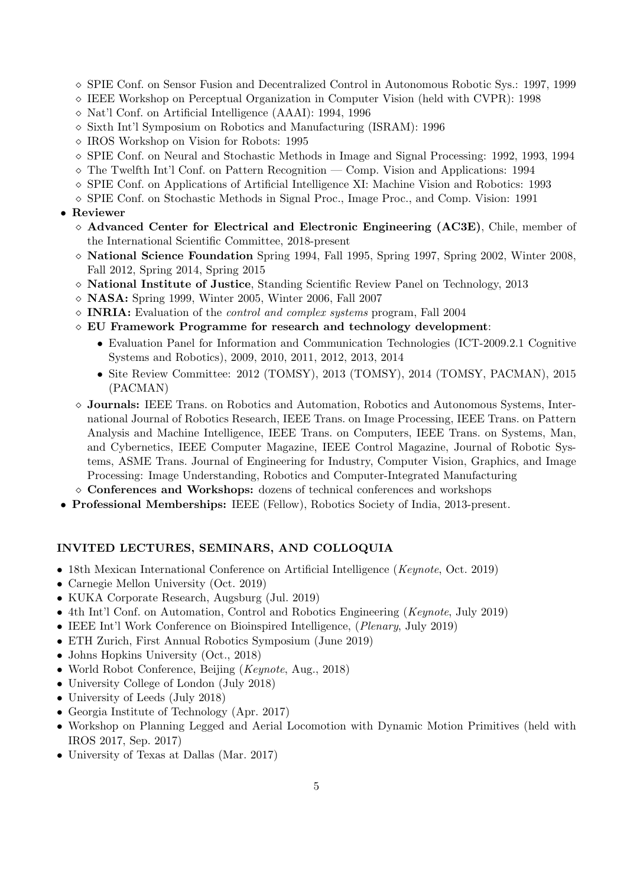- ◇ SPIE Conf. on Sensor Fusion and Decentralized Control in Autonomous Robotic Sys.: 1997, 1999
- ◇ IEEE Workshop on Perceptual Organization in Computer Vision (held with CVPR): 1998
- ◇ Nat'l Conf. on Artificial Intelligence (AAAI): 1994, 1996
- ◇ Sixth Int'l Symposium on Robotics and Manufacturing (ISRAM): 1996
- ◇ IROS Workshop on Vision for Robots: 1995
- ◇ SPIE Conf. on Neural and Stochastic Methods in Image and Signal Processing: 1992, 1993, 1994
- ◇ The Twelfth Int'l Conf. on Pattern Recognition — Comp. Vision and Applications: 1994
- ◇ SPIE Conf. on Applications of Artificial Intelligence XI: Machine Vision and Robotics: 1993
- ◇ SPIE Conf. on Stochastic Methods in Signal Proc., Image Proc., and Comp. Vision: 1991

- **Reviewer**
  - ◇ **Advanced Center for Electrical and Electronic Engineering (AC3E)**, Chile, member of the International Scientific Committee, 2018-present
  - ◇ **National Science Foundation** Spring 1994, Fall 1995, Spring 1997, Spring 2002, Winter 2008, Fall 2012, Spring 2014, Spring 2015
  - ◇ **National Institute of Justice**, Standing Scientific Review Panel on Technology, 2013
  - ◇ **NASA:** Spring 1999, Winter 2005, Winter 2006, Fall 2007
  - ◇ **INRIA:** Evaluation of the *control and complex systems* program, Fall 2004
  - ◇ **EU Framework Programme for research and technology development**:
    - Evaluation Panel for Information and Communication Technologies (ICT-2009.2.1 Cognitive Systems and Robotics), 2009, 2010, 2011, 2012, 2013, 2014
    - Site Review Committee: 2012 (TOMSY), 2013 (TOMSY), 2014 (TOMSY, PACMAN), 2015 (PACMAN)
  - ◇ **Journals:** IEEE Trans. on Robotics and Automation, Robotics and Autonomous Systems, International Journal of Robotics Research, IEEE Trans. on Image Processing, IEEE Trans. on Pattern Analysis and Machine Intelligence, IEEE Trans. on Computers, IEEE Trans. on Systems, Man, and Cybernetics, IEEE Computer Magazine, IEEE Control Magazine, Journal of Robotic Systems, ASME Trans. Journal of Engineering for Industry, Computer Vision, Graphics, and Image Processing: Image Understanding, Robotics and Computer-Integrated Manufacturing
  - ◇ **Conferences and Workshops:** dozens of technical conferences and workshops
- **Professional Memberships:** IEEE (Fellow), Robotics Society of India, 2013-present.

## INVITED LECTURES, SEMINARS, AND COLLOQUIA

- 18th Mexican International Conference on Artificial Intelligence (*Keynote*, Oct. 2019)
- Carnegie Mellon University (Oct. 2019)
- KUKA Corporate Research, Augsburg (Jul. 2019)
- 4th Int'l Conf. on Automation, Control and Robotics Engineering (*Keynote*, July 2019)
- IEEE Int'l Work Conference on Bioinspired Intelligence, (*Plenary*, July 2019)
- ETH Zurich, First Annual Robotics Symposium (June 2019)
- Johns Hopkins University (Oct., 2018)
- World Robot Conference, Beijing (*Keynote*, Aug., 2018)
- University College of London (July 2018)
- University of Leeds (July 2018)
- Georgia Institute of Technology (Apr. 2017)
- Workshop on Planning Legged and Aerial Locomotion with Dynamic Motion Primitives (held with IROS 2017, Sep. 2017)
- University of Texas at Dallas (Mar. 2017)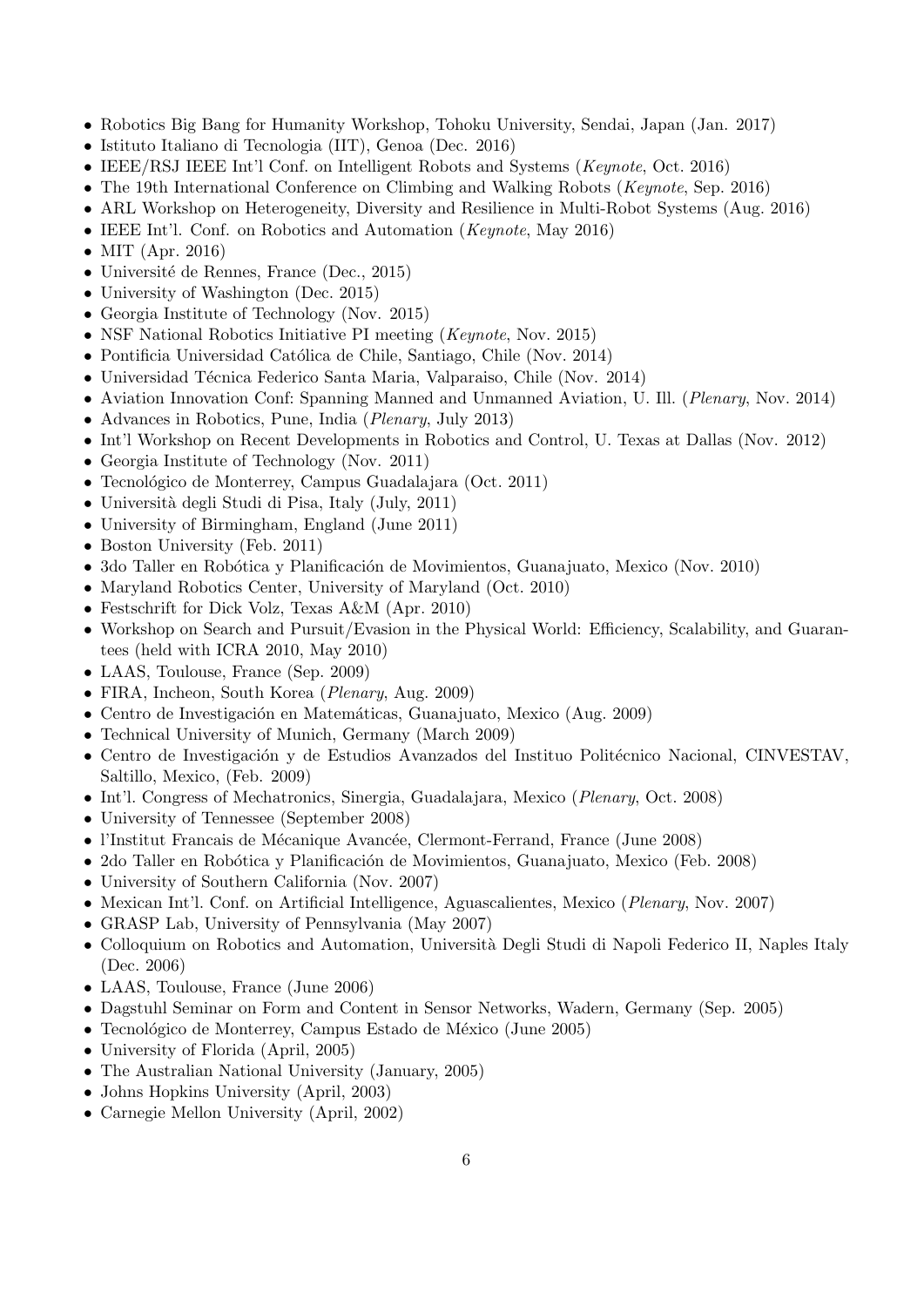- Robotics Big Bang for Humanity Workshop, Tohoku University, Sendai, Japan (Jan. 2017)
- Istituto Italiano di Tecnologia (IIT), Genoa (Dec. 2016)
- IEEE/RSJ IEEE Int'l Conf. on Intelligent Robots and Systems (*Keynote*, Oct. 2016)
- The 19th International Conference on Climbing and Walking Robots (*Keynote*, Sep. 2016)
- ARL Workshop on Heterogeneity, Diversity and Resilience in Multi-Robot Systems (Aug. 2016)
- IEEE Int'l. Conf. on Robotics and Automation (*Keynote*, May 2016)
- MIT (Apr. 2016)
- Université de Rennes, France (Dec., 2015)
- University of Washington (Dec. 2015)
- Georgia Institute of Technology (Nov. 2015)
- NSF National Robotics Initiative PI meeting (*Keynote*, Nov. 2015)
- Pontificia Universidad Católica de Chile, Santiago, Chile (Nov. 2014)
- Universidad Técnica Federico Santa Maria, Valparaiso, Chile (Nov. 2014)
- Aviation Innovation Conf: Spanning Manned and Unmanned Aviation, U. Ill. (*Plenary*, Nov. 2014)
- Advances in Robotics, Pune, India (*Plenary*, July 2013)
- Int'l Workshop on Recent Developments in Robotics and Control, U. Texas at Dallas (Nov. 2012)
- Georgia Institute of Technology (Nov. 2011)
- Tecnológico de Monterrey, Campus Guadalajara (Oct. 2011)
- Università degli Studi di Pisa, Italy (July, 2011)
- University of Birmingham, England (June 2011)
- Boston University (Feb. 2011)
- 3do Taller en Robótica y Planificación de Movimientos, Guanajuato, Mexico (Nov. 2010)
- Maryland Robotics Center, University of Maryland (Oct. 2010)
- Festschrift for Dick Volz, Texas A&M (Apr. 2010)
- Workshop on Search and Pursuit/Evasion in the Physical World: Efficiency, Scalability, and Guarantees (held with ICRA 2010, May 2010)
- LAAS, Toulouse, France (Sep. 2009)
- FIRA, Incheon, South Korea (*Plenary*, Aug. 2009)
- Centro de Investigación en Matemáticas, Guanajuato, Mexico (Aug. 2009)
- Technical University of Munich, Germany (March 2009)
- Centro de Investigación y de Estudios Avanzados del Instituo Politécnico Nacional, CINVESTAV, Saltillo, Mexico, (Feb. 2009)
- Int'l. Congress of Mechatronics, Sinergia, Guadalajara, Mexico (*Plenary*, Oct. 2008)
- University of Tennessee (September 2008)
- l'Institut Francais de Mécanique Avancée, Clermont-Ferrand, France (June 2008)
- 2do Taller en Robótica y Planificación de Movimientos, Guanajuato, Mexico (Feb. 2008)
- University of Southern California (Nov. 2007)
- Mexican Int'l. Conf. on Artificial Intelligence, Aguascalientes, Mexico (*Plenary*, Nov. 2007)
- GRASP Lab, University of Pennsylvania (May 2007)
- Colloquium on Robotics and Automation, Università Degli Studi di Napoli Federico II, Naples Italy (Dec. 2006)
- LAAS, Toulouse, France (June 2006)
- Dagstuhl Seminar on Form and Content in Sensor Networks, Wadern, Germany (Sep. 2005)
- Tecnológico de Monterrey, Campus Estado de México (June 2005)
- University of Florida (April, 2005)
- The Australian National University (January, 2005)
- Johns Hopkins University (April, 2003)
- Carnegie Mellon University (April, 2002)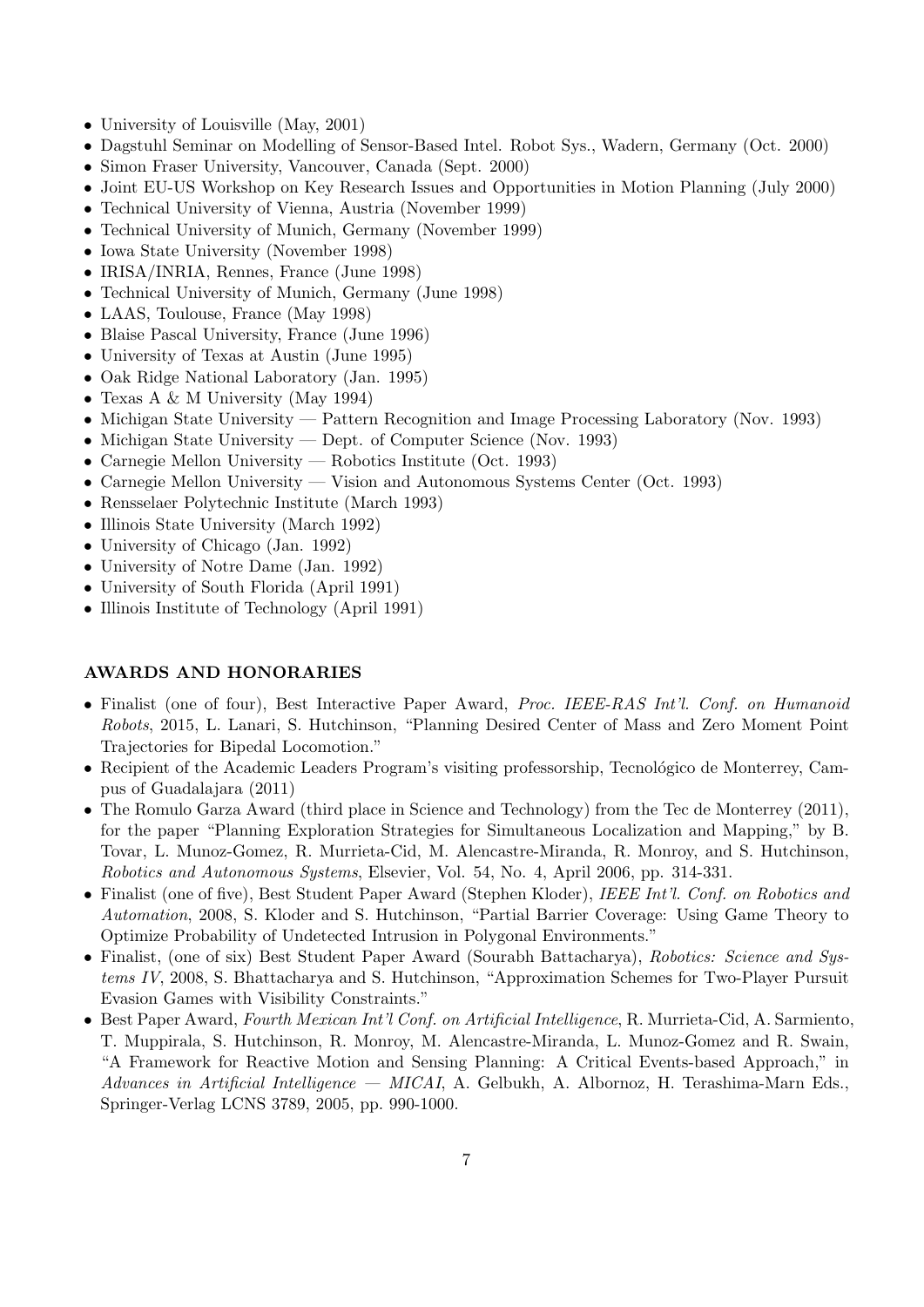- University of Louisville (May, 2001)
- Dagstuhl Seminar on Modelling of Sensor-Based Intel. Robot Sys., Wadern, Germany (Oct. 2000)
- Simon Fraser University, Vancouver, Canada (Sept. 2000)
- Joint EU-US Workshop on Key Research Issues and Opportunities in Motion Planning (July 2000)
- Technical University of Vienna, Austria (November 1999)
- Technical University of Munich, Germany (November 1999)
- Iowa State University (November 1998)
- IRISA/INRIA, Rennes, France (June 1998)
- Technical University of Munich, Germany (June 1998)
- LAAS, Toulouse, France (May 1998)
- Blaise Pascal University, France (June 1996)
- University of Texas at Austin (June 1995)
- Oak Ridge National Laboratory (Jan. 1995)
- Texas A & M University (May 1994)
- Michigan State University — Pattern Recognition and Image Processing Laboratory (Nov. 1993)
- Michigan State University — Dept. of Computer Science (Nov. 1993)
- Carnegie Mellon University — Robotics Institute (Oct. 1993)
- Carnegie Mellon University — Vision and Autonomous Systems Center (Oct. 1993)
- Rensselaer Polytechnic Institute (March 1993)
- Illinois State University (March 1992)
- University of Chicago (Jan. 1992)
- University of Notre Dame (Jan. 1992)
- University of South Florida (April 1991)
- Illinois Institute of Technology (April 1991)

## AWARDS AND HONORARIES

- Finalist (one of four), Best Interactive Paper Award, *Proc. IEEE-RAS Int'l. Conf. on Humanoid Robots*, 2015, L. Lanari, S. Hutchinson, "Planning Desired Center of Mass and Zero Moment Point Trajectories for Bipedal Locomotion."
- Recipient of the Academic Leaders Program's visiting professorship, Tecnológico de Monterrey, Campus of Guadalajara (2011)
- The Romulo Garza Award (third place in Science and Technology) from the Tec de Monterrey (2011), for the paper "Planning Exploration Strategies for Simultaneous Localization and Mapping," by B. Tovar, L. Munoz-Gomez, R. Murrieta-Cid, M. Alencastre-Miranda, R. Monroy, and S. Hutchinson, *Robotics and Autonomous Systems*, Elsevier, Vol. 54, No. 4, April 2006, pp. 314-331.
- Finalist (one of five), Best Student Paper Award (Stephen Kloder), *IEEE Int'l. Conf. on Robotics and Automation*, 2008, S. Kloder and S. Hutchinson, "Partial Barrier Coverage: Using Game Theory to Optimize Probability of Undetected Intrusion in Polygonal Environments."
- Finalist, (one of six) Best Student Paper Award (Sourabh Battacharya), *Robotics: Science and Systems IV*, 2008, S. Bhattacharya and S. Hutchinson, "Approximation Schemes for Two-Player Pursuit Evasion Games with Visibility Constraints."
- Best Paper Award, *Fourth Mexican Int'l Conf. on Artificial Intelligence*, R. Murrieta-Cid, A. Sarmiento, T. Muppirala, S. Hutchinson, R. Monroy, M. Alencastre-Miranda, L. Munoz-Gomez and R. Swain, "A Framework for Reactive Motion and Sensing Planning: A Critical Events-based Approach," in *Advances in Artificial Intelligence — MICAI*, A. Gelbukh, A. Albornoz, H. Terashima-Marn Eds., Springer-Verlag LCNS 3789, 2005, pp. 990-1000.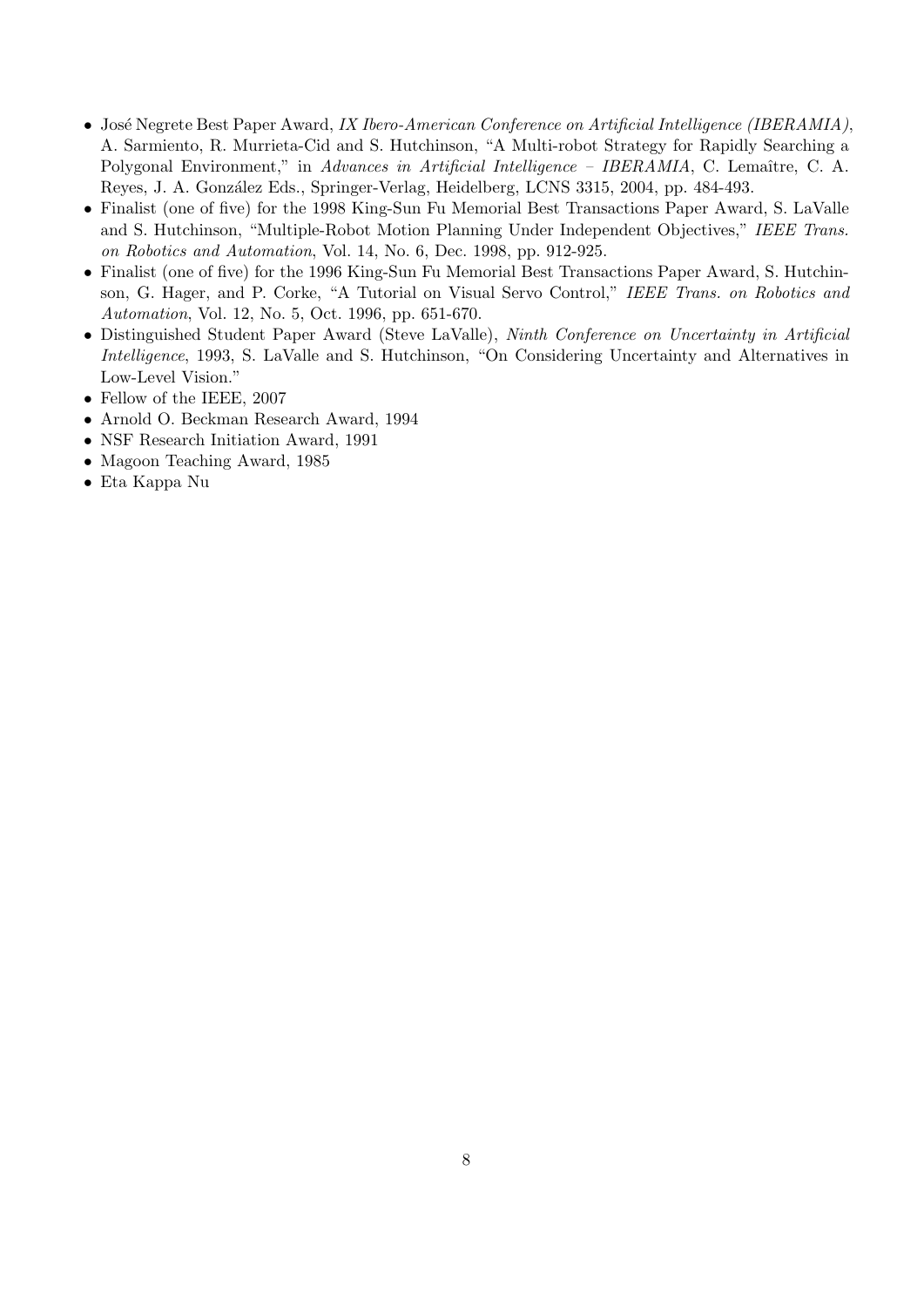- José Negrete Best Paper Award, *IX Ibero-American Conference on Artificial Intelligence (IBERAMIA)*, A. Sarmiento, R. Murrieta-Cid and S. Hutchinson, "A Multi-robot Strategy for Rapidly Searching a Polygonal Environment," in *Advances in Artificial Intelligence – IBERAMIA*, C. Lemaître, C. A. Reyes, J. A. González Eds., Springer-Verlag, Heidelberg, LCNS 3315, 2004, pp. 484-493.
- Finalist (one of five) for the 1998 King-Sun Fu Memorial Best Transactions Paper Award, S. LaValle and S. Hutchinson, "Multiple-Robot Motion Planning Under Independent Objectives," *IEEE Trans. on Robotics and Automation*, Vol. 14, No. 6, Dec. 1998, pp. 912-925.
- Finalist (one of five) for the 1996 King-Sun Fu Memorial Best Transactions Paper Award, S. Hutchinson, G. Hager, and P. Corke, "A Tutorial on Visual Servo Control," *IEEE Trans. on Robotics and Automation*, Vol. 12, No. 5, Oct. 1996, pp. 651-670.
- Distinguished Student Paper Award (Steve LaValle), *Ninth Conference on Uncertainty in Artificial Intelligence*, 1993, S. LaValle and S. Hutchinson, "On Considering Uncertainty and Alternatives in Low-Level Vision."
- Fellow of the IEEE, 2007
- Arnold O. Beckman Research Award, 1994
- NSF Research Initiation Award, 1991
- Magoon Teaching Award, 1985
- Eta Kappa Nu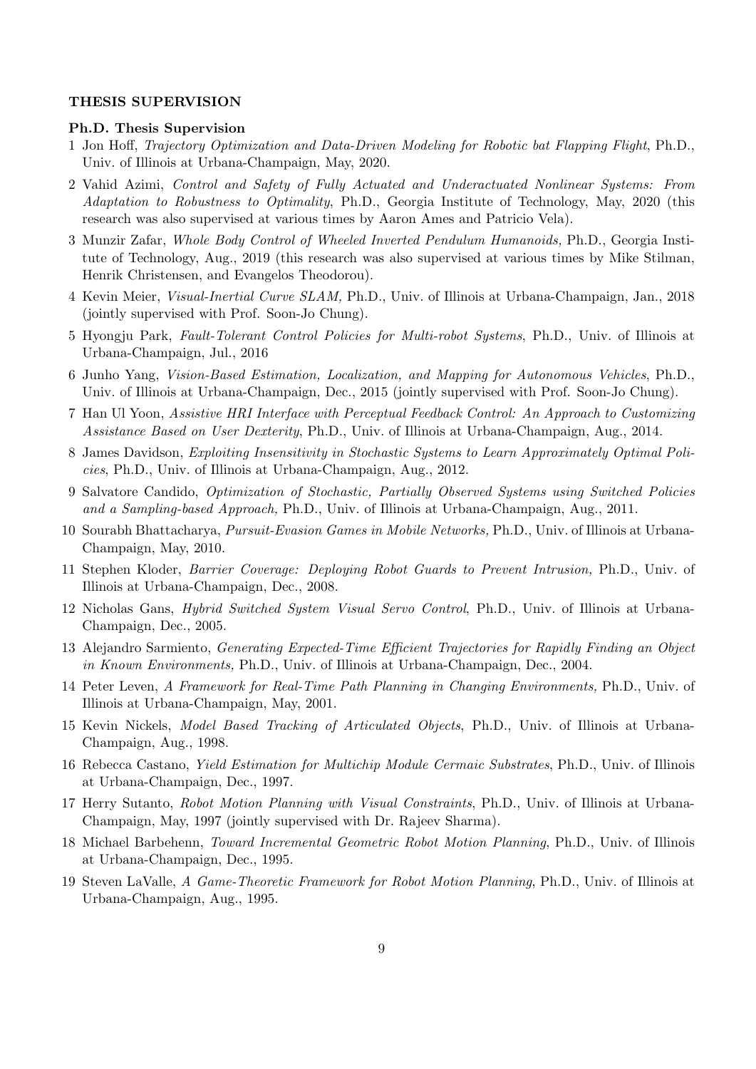## THESIS SUPERVISION

### Ph.D. Thesis Supervision

1. Jon Hoff, *Trajectory Optimization and Data-Driven Modeling for Robotic bat Flapping Flight*, Ph.D., Univ. of Illinois at Urbana-Champaign, May, 2020.
2. Vahid Azimi, *Control and Safety of Fully Actuated and Underactuated Nonlinear Systems: From Adaptation to Robustness to Optimality*, Ph.D., Georgia Institute of Technology, May, 2020 (this research was also supervised at various times by Aaron Ames and Patricio Vela).
3. Munzir Zafar, *Whole Body Control of Wheeled Inverted Pendulum Humanoids,* Ph.D., Georgia Institute of Technology, Aug., 2019 (this research was also supervised at various times by Mike Stilman, Henrik Christensen, and Evangelos Theodorou).
4. Kevin Meier, *Visual-Inertial Curve SLAM,* Ph.D., Univ. of Illinois at Urbana-Champaign, Jan., 2018 (jointly supervised with Prof. Soon-Jo Chung).
5. Hyongju Park, *Fault-Tolerant Control Policies for Multi-robot Systems*, Ph.D., Univ. of Illinois at Urbana-Champaign, Jul., 2016
6. Junho Yang, *Vision-Based Estimation, Localization, and Mapping for Autonomous Vehicles*, Ph.D., Univ. of Illinois at Urbana-Champaign, Dec., 2015 (jointly supervised with Prof. Soon-Jo Chung).
7. Han Ul Yoon, *Assistive HRI Interface with Perceptual Feedback Control: An Approach to Customizing Assistance Based on User Dexterity*, Ph.D., Univ. of Illinois at Urbana-Champaign, Aug., 2014.
8. James Davidson, *Exploiting Insensitivity in Stochastic Systems to Learn Approximately Optimal Policies*, Ph.D., Univ. of Illinois at Urbana-Champaign, Aug., 2012.
9. Salvatore Candido, *Optimization of Stochastic, Partially Observed Systems using Switched Policies and a Sampling-based Approach,* Ph.D., Univ. of Illinois at Urbana-Champaign, Aug., 2011.
10. Sourabh Bhattacharya, *Pursuit-Evasion Games in Mobile Networks,* Ph.D., Univ. of Illinois at Urbana-Champaign, May, 2010.
11. Stephen Kloder, *Barrier Coverage: Deploying Robot Guards to Prevent Intrusion,* Ph.D., Univ. of Illinois at Urbana-Champaign, Dec., 2008.
12. Nicholas Gans, *Hybrid Switched System Visual Servo Control*, Ph.D., Univ. of Illinois at Urbana-Champaign, Dec., 2005.
13. Alejandro Sarmiento, *Generating Expected-Time Efficient Trajectories for Rapidly Finding an Object in Known Environments,* Ph.D., Univ. of Illinois at Urbana-Champaign, Dec., 2004.
14. Peter Leven, *A Framework for Real-Time Path Planning in Changing Environments,* Ph.D., Univ. of Illinois at Urbana-Champaign, May, 2001.
15. Kevin Nickels, *Model Based Tracking of Articulated Objects*, Ph.D., Univ. of Illinois at Urbana-Champaign, Aug., 1998.
16. Rebecca Castano, *Yield Estimation for Multichip Module Cermaic Substrates*, Ph.D., Univ. of Illinois at Urbana-Champaign, Dec., 1997.
17. Herry Sutanto, *Robot Motion Planning with Visual Constraints*, Ph.D., Univ. of Illinois at Urbana-Champaign, May, 1997 (jointly supervised with Dr. Rajeev Sharma).
18. Michael Barbehenn, *Toward Incremental Geometric Robot Motion Planning*, Ph.D., Univ. of Illinois at Urbana-Champaign, Dec., 1995.
19. Steven LaValle, *A Game-Theoretic Framework for Robot Motion Planning*, Ph.D., Univ. of Illinois at Urbana-Champaign, Aug., 1995.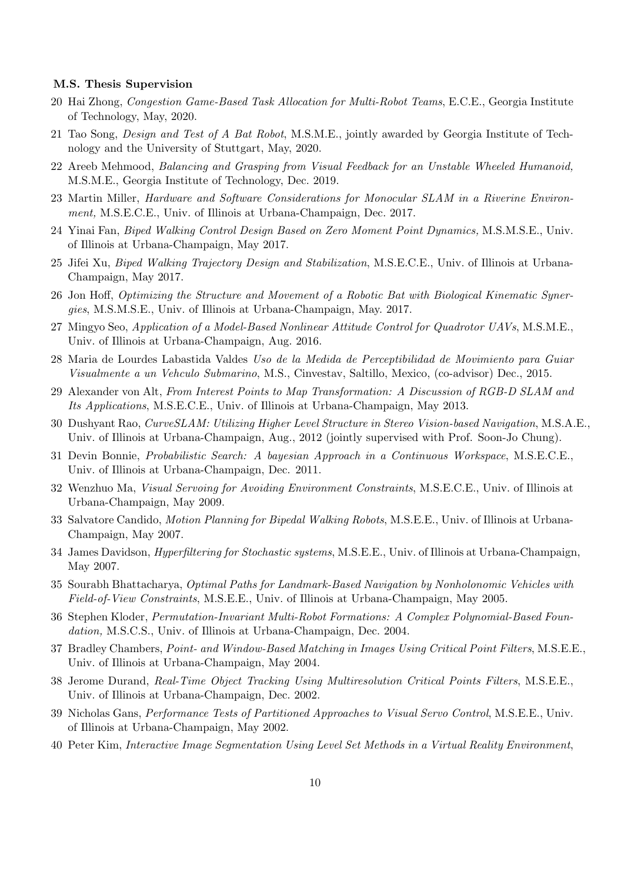### M.S. Thesis Supervision

20 Hai Zhong, *Congestion Game-Based Task Allocation for Multi-Robot Teams*, E.C.E., Georgia Institute of Technology, May, 2020.

21 Tao Song, *Design and Test of A Bat Robot*, M.S.M.E., jointly awarded by Georgia Institute of Technology and the University of Stuttgart, May, 2020.

22 Areeb Mehmood, *Balancing and Grasping from Visual Feedback for an Unstable Wheeled Humanoid,* M.S.M.E., Georgia Institute of Technology, Dec. 2019.

23 Martin Miller, *Hardware and Software Considerations for Monocular SLAM in a Riverine Environment,* M.S.E.C.E., Univ. of Illinois at Urbana-Champaign, Dec. 2017.

24 Yinai Fan, *Biped Walking Control Design Based on Zero Moment Point Dynamics,* M.S.M.S.E., Univ. of Illinois at Urbana-Champaign, May 2017.

25 Jifei Xu, *Biped Walking Trajectory Design and Stabilization*, M.S.E.C.E., Univ. of Illinois at Urbana-Champaign, May 2017.

26 Jon Hoff, *Optimizing the Structure and Movement of a Robotic Bat with Biological Kinematic Synergies*, M.S.M.S.E., Univ. of Illinois at Urbana-Champaign, May. 2017.

27 Mingyo Seo, *Application of a Model-Based Nonlinear Attitude Control for Quadrotor UAVs*, M.S.M.E., Univ. of Illinois at Urbana-Champaign, Aug. 2016.

28 Maria de Lourdes Labastida Valdes *Uso de la Medida de Perceptibilidad de Movimiento para Guiar Visualmente a un Vehculo Submarino*, M.S., Cinvestav, Saltillo, Mexico, (co-advisor) Dec., 2015.

29 Alexander von Alt, *From Interest Points to Map Transformation: A Discussion of RGB-D SLAM and Its Applications*, M.S.E.C.E., Univ. of Illinois at Urbana-Champaign, May 2013.

30 Dushyant Rao, *CurveSLAM: Utilizing Higher Level Structure in Stereo Vision-based Navigation*, M.S.A.E., Univ. of Illinois at Urbana-Champaign, Aug., 2012 (jointly supervised with Prof. Soon-Jo Chung).

31 Devin Bonnie, *Probabilistic Search: A bayesian Approach in a Continuous Workspace*, M.S.E.C.E., Univ. of Illinois at Urbana-Champaign, Dec. 2011.

32 Wenzhuo Ma, *Visual Servoing for Avoiding Environment Constraints*, M.S.E.C.E., Univ. of Illinois at Urbana-Champaign, May 2009.

33 Salvatore Candido, *Motion Planning for Bipedal Walking Robots*, M.S.E.E., Univ. of Illinois at Urbana-Champaign, May 2007.

34 James Davidson, *Hyperfiltering for Stochastic systems*, M.S.E.E., Univ. of Illinois at Urbana-Champaign, May 2007.

35 Sourabh Bhattacharya, *Optimal Paths for Landmark-Based Navigation by Nonholonomic Vehicles with Field-of-View Constraints*, M.S.E.E., Univ. of Illinois at Urbana-Champaign, May 2005.

36 Stephen Kloder, *Permutation-Invariant Multi-Robot Formations: A Complex Polynomial-Based Foundation,* M.S.C.S., Univ. of Illinois at Urbana-Champaign, Dec. 2004.

37 Bradley Chambers, *Point- and Window-Based Matching in Images Using Critical Point Filters*, M.S.E.E., Univ. of Illinois at Urbana-Champaign, May 2004.

38 Jerome Durand, *Real-Time Object Tracking Using Multiresolution Critical Points Filters*, M.S.E.E., Univ. of Illinois at Urbana-Champaign, Dec. 2002.

39 Nicholas Gans, *Performance Tests of Partitioned Approaches to Visual Servo Control*, M.S.E.E., Univ. of Illinois at Urbana-Champaign, May 2002.

40 Peter Kim, *Interactive Image Segmentation Using Level Set Methods in a Virtual Reality Environment*,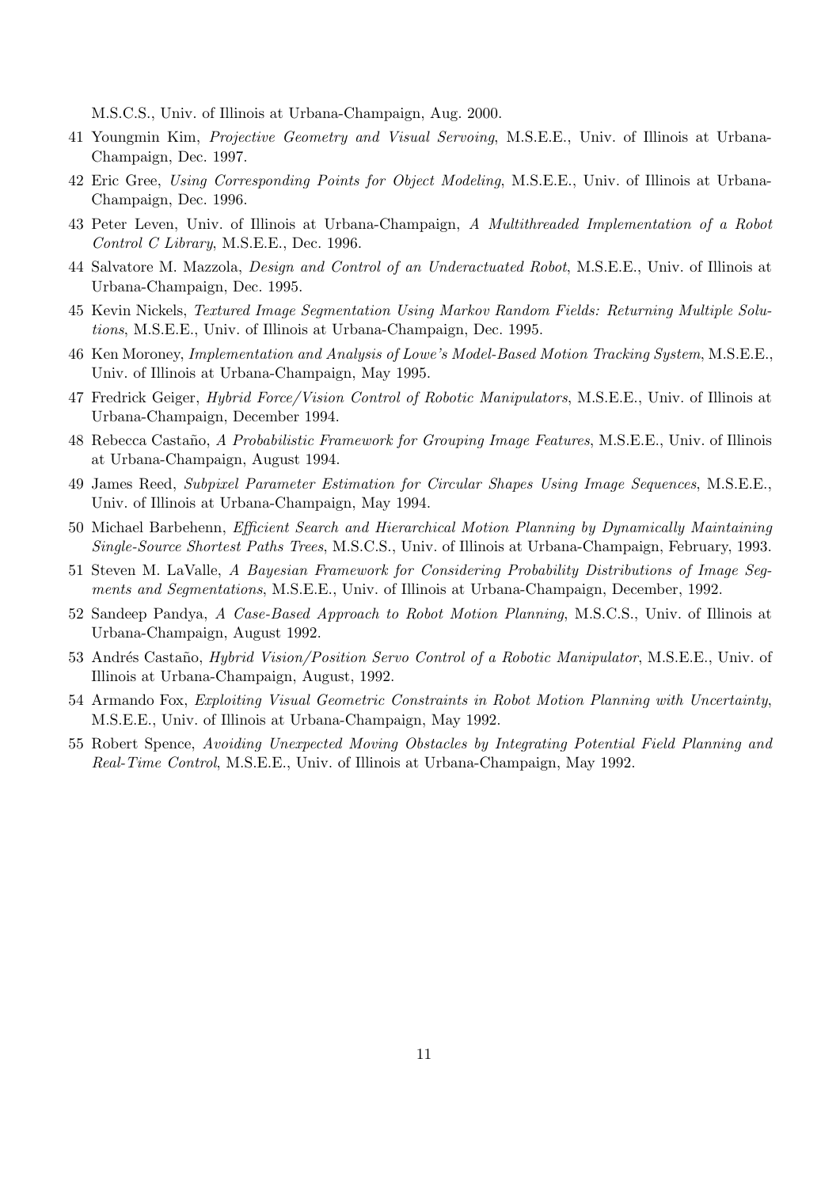M.S.C.S., Univ. of Illinois at Urbana-Champaign, Aug. 2000.

41 Youngmin Kim, *Projective Geometry and Visual Servoing*, M.S.E.E., Univ. of Illinois at Urbana-Champaign, Dec. 1997.

42 Eric Gree, *Using Corresponding Points for Object Modeling*, M.S.E.E., Univ. of Illinois at Urbana-Champaign, Dec. 1996.

43 Peter Leven, Univ. of Illinois at Urbana-Champaign, *A Multithreaded Implementation of a Robot Control C Library*, M.S.E.E., Dec. 1996.

44 Salvatore M. Mazzola, *Design and Control of an Underactuated Robot*, M.S.E.E., Univ. of Illinois at Urbana-Champaign, Dec. 1995.

45 Kevin Nickels, *Textured Image Segmentation Using Markov Random Fields: Returning Multiple Solutions*, M.S.E.E., Univ. of Illinois at Urbana-Champaign, Dec. 1995.

46 Ken Moroney, *Implementation and Analysis of Lowe's Model-Based Motion Tracking System*, M.S.E.E., Univ. of Illinois at Urbana-Champaign, May 1995.

47 Fredrick Geiger, *Hybrid Force/Vision Control of Robotic Manipulators*, M.S.E.E., Univ. of Illinois at Urbana-Champaign, December 1994.

48 Rebecca Castaño, *A Probabilistic Framework for Grouping Image Features*, M.S.E.E., Univ. of Illinois at Urbana-Champaign, August 1994.

49 James Reed, *Subpixel Parameter Estimation for Circular Shapes Using Image Sequences*, M.S.E.E., Univ. of Illinois at Urbana-Champaign, May 1994.

50 Michael Barbehenn, *Efficient Search and Hierarchical Motion Planning by Dynamically Maintaining Single-Source Shortest Paths Trees*, M.S.C.S., Univ. of Illinois at Urbana-Champaign, February, 1993.

51 Steven M. LaValle, *A Bayesian Framework for Considering Probability Distributions of Image Segments and Segmentations*, M.S.E.E., Univ. of Illinois at Urbana-Champaign, December, 1992.

52 Sandeep Pandya, *A Case-Based Approach to Robot Motion Planning*, M.S.C.S., Univ. of Illinois at Urbana-Champaign, August 1992.

53 Andrés Castaño, *Hybrid Vision/Position Servo Control of a Robotic Manipulator*, M.S.E.E., Univ. of Illinois at Urbana-Champaign, August, 1992.

54 Armando Fox, *Exploiting Visual Geometric Constraints in Robot Motion Planning with Uncertainty*, M.S.E.E., Univ. of Illinois at Urbana-Champaign, May 1992.

55 Robert Spence, *Avoiding Unexpected Moving Obstacles by Integrating Potential Field Planning and Real-Time Control*, M.S.E.E., Univ. of Illinois at Urbana-Champaign, May 1992.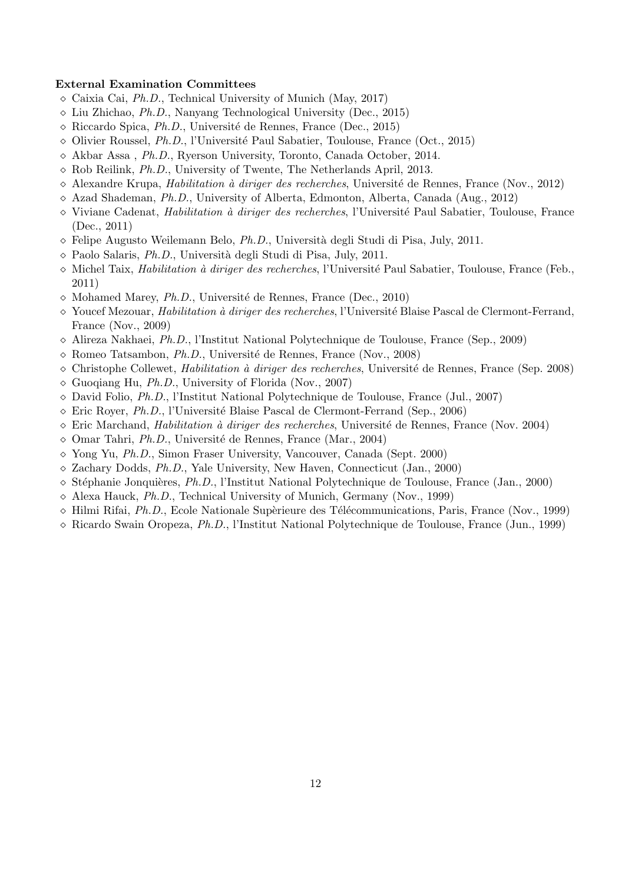**External Examination Committees**

- Caixia Cai, *Ph.D.*, Technical University of Munich (May, 2017)
- Liu Zhichao, *Ph.D.*, Nanyang Technological University (Dec., 2015)
- Riccardo Spica, *Ph.D.*, Université de Rennes, France (Dec., 2015)
- Olivier Roussel, *Ph.D.*, l'Université Paul Sabatier, Toulouse, France (Oct., 2015)
- Akbar Assa , *Ph.D.*, Ryerson University, Toronto, Canada October, 2014.
- Rob Reilink, *Ph.D.*, University of Twente, The Netherlands April, 2013.
- Alexandre Krupa, *Habilitation à diriger des recherches*, Université de Rennes, France (Nov., 2012)
- Azad Shademan, *Ph.D.*, University of Alberta, Edmonton, Alberta, Canada (Aug., 2012)
- Viviane Cadenat, *Habilitation à diriger des recherches*, l'Université Paul Sabatier, Toulouse, France (Dec., 2011)
- Felipe Augusto Weilemann Belo, *Ph.D.*, Università degli Studi di Pisa, July, 2011.
- Paolo Salaris, *Ph.D.*, Università degli Studi di Pisa, July, 2011.
- Michel Taix, *Habilitation à diriger des recherches*, l'Université Paul Sabatier, Toulouse, France (Feb., 2011)
- Mohamed Marey, *Ph.D.*, Université de Rennes, France (Dec., 2010)
- Youcef Mezouar, *Habilitation à diriger des recherches*, l'Université Blaise Pascal de Clermont-Ferrand, France (Nov., 2009)
- Alireza Nakhaei, *Ph.D.*, l'Institut National Polytechnique de Toulouse, France (Sep., 2009)
- Romeo Tatsambon, *Ph.D.*, Université de Rennes, France (Nov., 2008)
- Christophe Collewet, *Habilitation à diriger des recherches*, Université de Rennes, France (Sep. 2008)
- Guoqiang Hu, *Ph.D.*, University of Florida (Nov., 2007)
- David Folio, *Ph.D.*, l'Institut National Polytechnique de Toulouse, France (Jul., 2007)
- Eric Royer, *Ph.D.*, l'Université Blaise Pascal de Clermont-Ferrand (Sep., 2006)
- Eric Marchand, *Habilitation à diriger des recherches*, Université de Rennes, France (Nov. 2004)
- Omar Tahri, *Ph.D.*, Université de Rennes, France (Mar., 2004)
- Yong Yu, *Ph.D.*, Simon Fraser University, Vancouver, Canada (Sept. 2000)
- Zachary Dodds, *Ph.D.*, Yale University, New Haven, Connecticut (Jan., 2000)
- Stéphanie Jonquières, *Ph.D.*, l'Institut National Polytechnique de Toulouse, France (Jan., 2000)
- Alexa Hauck, *Ph.D.*, Technical University of Munich, Germany (Nov., 1999)
- Hilmi Rifai, *Ph.D.*, Ecole Nationale Supèrieure des Télécommunications, Paris, France (Nov., 1999)
- Ricardo Swain Oropeza, *Ph.D.*, l'Institut National Polytechnique de Toulouse, France (Jun., 1999)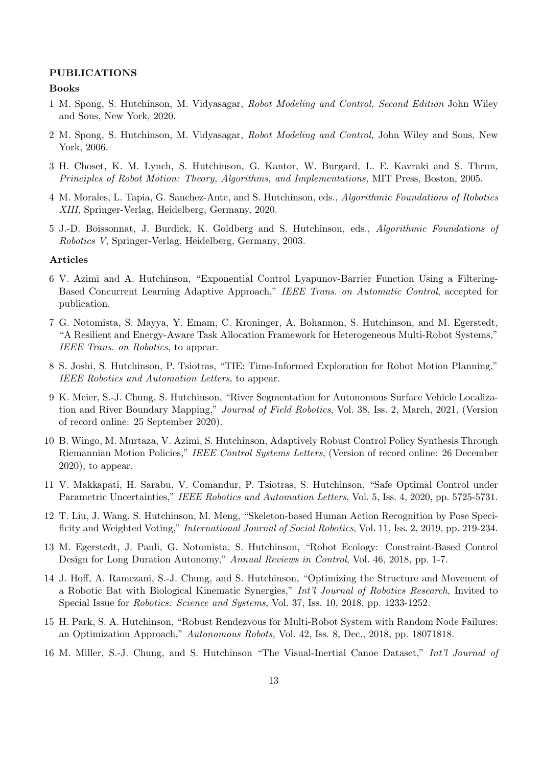## PUBLICATIONS

### Books

1 M. Spong, S. Hutchinson, M. Vidyasagar, *Robot Modeling and Control, Second Edition* John Wiley and Sons, New York, 2020.

2 M. Spong, S. Hutchinson, M. Vidyasagar, *Robot Modeling and Control,* John Wiley and Sons, New York, 2006.

3 H. Choset, K. M. Lynch, S. Hutchinson, G. Kantor, W. Burgard, L. E. Kavraki and S. Thrun, *Principles of Robot Motion: Theory, Algorithms, and Implementations,* MIT Press, Boston, 2005.

4 M. Morales, L. Tapia, G. Sanchez-Ante, and S. Hutchinson, eds., *Algorithmic Foundations of Robotics XIII*, Springer-Verlag, Heidelberg, Germany, 2020.

5 J.-D. Boissonnat, J. Burdick, K. Goldberg and S. Hutchinson, eds., *Algorithmic Foundations of Robotics V*, Springer-Verlag, Heidelberg, Germany, 2003.

### Articles

6 V. Azimi and A. Hutchinson, "Exponential Control Lyapunov-Barrier Function Using a Filtering-Based Concurrent Learning Adaptive Approach," *IEEE Trans. on Automatic Control*, accepted for publication.

7 G. Notomista, S. Mayya, Y. Emam, C. Kroninger, A. Bohannon, S. Hutchinson, and M. Egerstedt, "A Resilient and Energy-Aware Task Allocation Framework for Heterogeneous Multi-Robot Systems," *IEEE Trans. on Robotics*, to appear.

8 S. Joshi, S. Hutchinson, P. Tsiotras, "TIE: Time-Informed Exploration for Robot Motion Planning," *IEEE Robotics and Automation Letters*, to appear.

9 K. Meier, S.-J. Chung, S. Hutchinson, "River Segmentation for Autonomous Surface Vehicle Localization and River Boundary Mapping," *Journal of Field Robotics*, Vol. 38, Iss. 2, March, 2021, (Version of record online: 25 September 2020).

10 B. Wingo, M. Murtaza, V. Azimi, S. Hutchinson, Adaptively Robust Control Policy Synthesis Through Riemannian Motion Policies," *IEEE Control Systems Letters*, (Version of record online: 26 December 2020), to appear.

11 V. Makkapati, H. Sarabu, V. Comandur, P. Tsiotras, S. Hutchinson, "Safe Optimal Control under Parametric Uncertainties," *IEEE Robotics and Automation Letters*, Vol. 5, Iss. 4, 2020, pp. 5725-5731.

12 T. Liu, J. Wang, S. Hutchinson, M. Meng, "Skeleton-based Human Action Recognition by Pose Specificity and Weighted Voting," *International Journal of Social Robotics*, Vol. 11, Iss. 2, 2019, pp. 219-234.

13 M. Egerstedt, J. Pauli, G. Notomista, S. Hutchinson, "Robot Ecology: Constraint-Based Control Design for Long Duration Autonomy," *Annual Reviews in Control*, Vol. 46, 2018, pp. 1-7.

14 J. Hoff, A. Ramezani, S.-J. Chung, and S. Hutchinson, "Optimizing the Structure and Movement of a Robotic Bat with Biological Kinematic Synergies," *Int'l Journal of Robotics Research*, Invited to Special Issue for *Robotics: Science and Systems*, Vol. 37, Iss. 10, 2018, pp. 1233-1252.

15 H. Park, S. A. Hutchinson, "Robust Rendezvous for Multi-Robot System with Random Node Failures: an Optimization Approach," *Autonomous Robots,* Vol. 42, Iss. 8, Dec., 2018, pp. 18071818.

16 M. Miller, S.-J. Chung, and S. Hutchinson "The Visual-Inertial Canoe Dataset," *Int'l Journal of*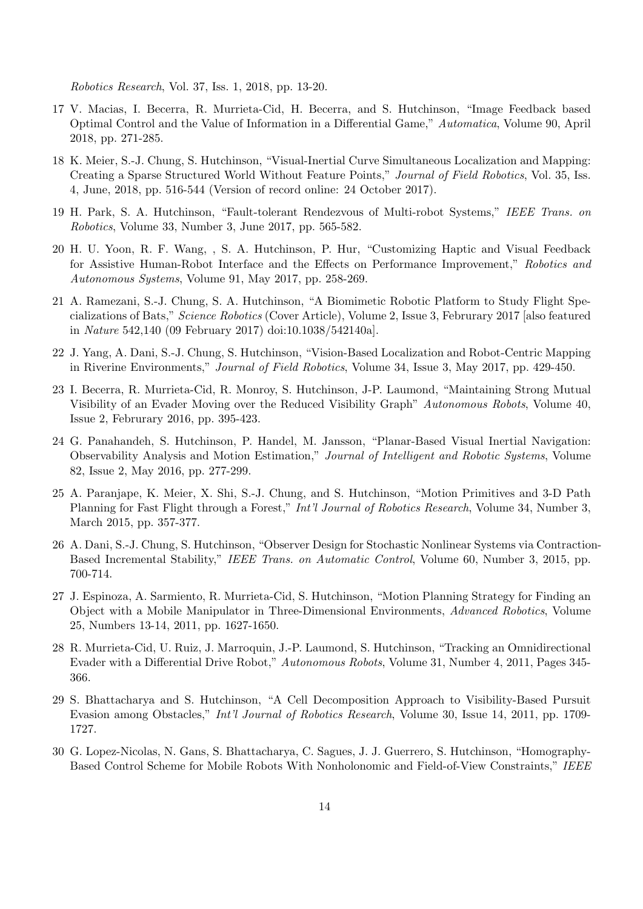*Robotics Research*, Vol. 37, Iss. 1, 2018, pp. 13-20.

17 V. Macias, I. Becerra, R. Murrieta-Cid, H. Becerra, and S. Hutchinson, "Image Feedback based Optimal Control and the Value of Information in a Differential Game," *Automatica*, Volume 90, April 2018, pp. 271-285.

18 K. Meier, S.-J. Chung, S. Hutchinson, "Visual-Inertial Curve Simultaneous Localization and Mapping: Creating a Sparse Structured World Without Feature Points," *Journal of Field Robotics*, Vol. 35, Iss. 4, June, 2018, pp. 516-544 (Version of record online: 24 October 2017).

19 H. Park, S. A. Hutchinson, "Fault-tolerant Rendezvous of Multi-robot Systems," *IEEE Trans. on Robotics*, Volume 33, Number 3, June 2017, pp. 565-582.

20 H. U. Yoon, R. F. Wang, , S. A. Hutchinson, P. Hur, "Customizing Haptic and Visual Feedback for Assistive Human-Robot Interface and the Effects on Performance Improvement," *Robotics and Autonomous Systems*, Volume 91, May 2017, pp. 258-269.

21 A. Ramezani, S.-J. Chung, S. A. Hutchinson, "A Biomimetic Robotic Platform to Study Flight Specializations of Bats," *Science Robotics* (Cover Article), Volume 2, Issue 3, Februrary 2017 [also featured in *Nature* 542,140 (09 February 2017) doi:10.1038/542140a].

22 J. Yang, A. Dani, S.-J. Chung, S. Hutchinson, "Vision-Based Localization and Robot-Centric Mapping in Riverine Environments," *Journal of Field Robotics*, Volume 34, Issue 3, May 2017, pp. 429-450.

23 I. Becerra, R. Murrieta-Cid, R. Monroy, S. Hutchinson, J-P. Laumond, "Maintaining Strong Mutual Visibility of an Evader Moving over the Reduced Visibility Graph" *Autonomous Robots*, Volume 40, Issue 2, Februrary 2016, pp. 395-423.

24 G. Panahandeh, S. Hutchinson, P. Handel, M. Jansson, "Planar-Based Visual Inertial Navigation: Observability Analysis and Motion Estimation," *Journal of Intelligent and Robotic Systems*, Volume 82, Issue 2, May 2016, pp. 277-299.

25 A. Paranjape, K. Meier, X. Shi, S.-J. Chung, and S. Hutchinson, "Motion Primitives and 3-D Path Planning for Fast Flight through a Forest," *Int'l Journal of Robotics Research*, Volume 34, Number 3, March 2015, pp. 357-377.

26 A. Dani, S.-J. Chung, S. Hutchinson, "Observer Design for Stochastic Nonlinear Systems via Contraction-Based Incremental Stability," *IEEE Trans. on Automatic Control*, Volume 60, Number 3, 2015, pp. 700-714.

27 J. Espinoza, A. Sarmiento, R. Murrieta-Cid, S. Hutchinson, "Motion Planning Strategy for Finding an Object with a Mobile Manipulator in Three-Dimensional Environments, *Advanced Robotics*, Volume 25, Numbers 13-14, 2011, pp. 1627-1650.

28 R. Murrieta-Cid, U. Ruiz, J. Marroquin, J.-P. Laumond, S. Hutchinson, "Tracking an Omnidirectional Evader with a Differential Drive Robot," *Autonomous Robots*, Volume 31, Number 4, 2011, Pages 345-366.

29 S. Bhattacharya and S. Hutchinson, "A Cell Decomposition Approach to Visibility-Based Pursuit Evasion among Obstacles," *Int'l Journal of Robotics Research*, Volume 30, Issue 14, 2011, pp. 1709-1727.

30 G. Lopez-Nicolas, N. Gans, S. Bhattacharya, C. Sagues, J. J. Guerrero, S. Hutchinson, "Homography-Based Control Scheme for Mobile Robots With Nonholonomic and Field-of-View Constraints," *IEEE*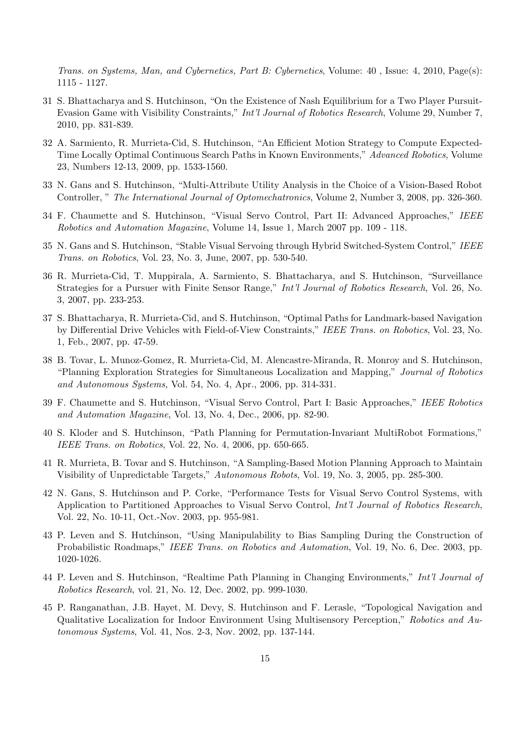*Trans. on Systems, Man, and Cybernetics, Part B: Cybernetics*, Volume: 40 , Issue: 4, 2010, Page(s): 1115 - 1127.

31 S. Bhattacharya and S. Hutchinson, "On the Existence of Nash Equilibrium for a Two Player Pursuit-Evasion Game with Visibility Constraints," *Int'l Journal of Robotics Research*, Volume 29, Number 7, 2010, pp. 831-839.

32 A. Sarmiento, R. Murrieta-Cid, S. Hutchinson, "An Efficient Motion Strategy to Compute Expected-Time Locally Optimal Continuous Search Paths in Known Environments," *Advanced Robotics*, Volume 23, Numbers 12-13, 2009, pp. 1533-1560.

33 N. Gans and S. Hutchinson, "Multi-Attribute Utility Analysis in the Choice of a Vision-Based Robot Controller, " *The International Journal of Optomechatronics*, Volume 2, Number 3, 2008, pp. 326-360.

34 F. Chaumette and S. Hutchinson, "Visual Servo Control, Part II: Advanced Approaches," *IEEE Robotics and Automation Magazine*, Volume 14, Issue 1, March 2007 pp. 109 - 118.

35 N. Gans and S. Hutchinson, "Stable Visual Servoing through Hybrid Switched-System Control," *IEEE Trans. on Robotics*, Vol. 23, No. 3, June, 2007, pp. 530-540.

36 R. Murrieta-Cid, T. Muppirala, A. Sarmiento, S. Bhattacharya, and S. Hutchinson, "Surveillance Strategies for a Pursuer with Finite Sensor Range," *Int'l Journal of Robotics Research*, Vol. 26, No. 3, 2007, pp. 233-253.

37 S. Bhattacharya, R. Murrieta-Cid, and S. Hutchinson, "Optimal Paths for Landmark-based Navigation by Differential Drive Vehicles with Field-of-View Constraints," *IEEE Trans. on Robotics*, Vol. 23, No. 1, Feb., 2007, pp. 47-59.

38 B. Tovar, L. Munoz-Gomez, R. Murrieta-Cid, M. Alencastre-Miranda, R. Monroy and S. Hutchinson, "Planning Exploration Strategies for Simultaneous Localization and Mapping," *Journal of Robotics and Autonomous Systems,* Vol. 54, No. 4, Apr., 2006, pp. 314-331.

39 F. Chaumette and S. Hutchinson, "Visual Servo Control, Part I: Basic Approaches," *IEEE Robotics and Automation Magazine*, Vol. 13, No. 4, Dec., 2006, pp. 82-90.

40 S. Kloder and S. Hutchinson, "Path Planning for Permutation-Invariant MultiRobot Formations," *IEEE Trans. on Robotics*, Vol. 22, No. 4, 2006, pp. 650-665.

41 R. Murrieta, B. Tovar and S. Hutchinson, "A Sampling-Based Motion Planning Approach to Maintain Visibility of Unpredictable Targets," *Autonomous Robots*, Vol. 19, No. 3, 2005, pp. 285-300.

42 N. Gans, S. Hutchinson and P. Corke, "Performance Tests for Visual Servo Control Systems, with Application to Partitioned Approaches to Visual Servo Control, *Int'l Journal of Robotics Research*, Vol. 22, No. 10-11, Oct.-Nov. 2003, pp. 955-981.

43 P. Leven and S. Hutchinson, "Using Manipulability to Bias Sampling During the Construction of Probabilistic Roadmaps," *IEEE Trans. on Robotics and Automation*, Vol. 19, No. 6, Dec. 2003, pp. 1020-1026.

44 P. Leven and S. Hutchinson, "Realtime Path Planning in Changing Environments," *Int'l Journal of Robotics Research*, vol. 21, No. 12, Dec. 2002, pp. 999-1030.

45 P. Ranganathan, J.B. Hayet, M. Devy, S. Hutchinson and F. Lerasle, "Topological Navigation and Qualitative Localization for Indoor Environment Using Multisensory Perception," *Robotics and Autonomous Systems*, Vol. 41, Nos. 2-3, Nov. 2002, pp. 137-144.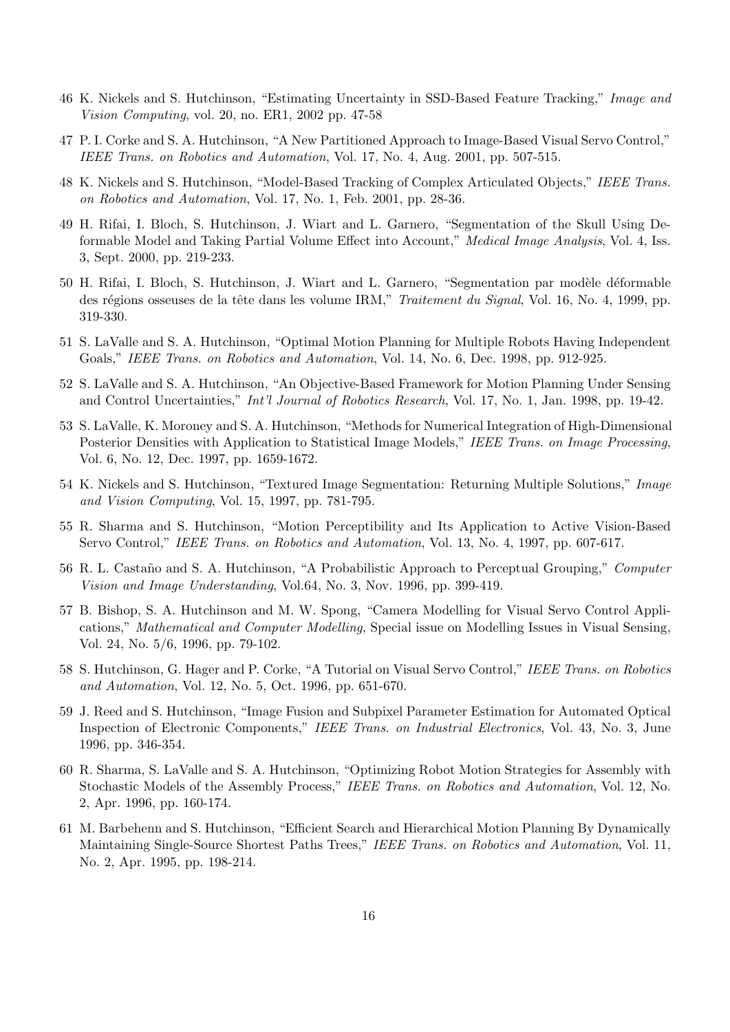46 K. Nickels and S. Hutchinson, "Estimating Uncertainty in SSD-Based Feature Tracking," *Image and Vision Computing*, vol. 20, no. ER1, 2002 pp. 47-58

47 P. I. Corke and S. A. Hutchinson, "A New Partitioned Approach to Image-Based Visual Servo Control," *IEEE Trans. on Robotics and Automation*, Vol. 17, No. 4, Aug. 2001, pp. 507-515.

48 K. Nickels and S. Hutchinson, "Model-Based Tracking of Complex Articulated Objects," *IEEE Trans. on Robotics and Automation*, Vol. 17, No. 1, Feb. 2001, pp. 28-36.

49 H. Rifai, I. Bloch, S. Hutchinson, J. Wiart and L. Garnero, "Segmentation of the Skull Using Deformable Model and Taking Partial Volume Effect into Account," *Medical Image Analysis*, Vol. 4, Iss. 3, Sept. 2000, pp. 219-233.

50 H. Rifai, I. Bloch, S. Hutchinson, J. Wiart and L. Garnero, "Segmentation par modèle déformable des régions osseuses de la tête dans les volume IRM," *Traitement du Signal*, Vol. 16, No. 4, 1999, pp. 319-330.

51 S. LaValle and S. A. Hutchinson, "Optimal Motion Planning for Multiple Robots Having Independent Goals," *IEEE Trans. on Robotics and Automation*, Vol. 14, No. 6, Dec. 1998, pp. 912-925.

52 S. LaValle and S. A. Hutchinson, "An Objective-Based Framework for Motion Planning Under Sensing and Control Uncertainties," *Int'l Journal of Robotics Research*, Vol. 17, No. 1, Jan. 1998, pp. 19-42.

53 S. LaValle, K. Moroney and S. A. Hutchinson, "Methods for Numerical Integration of High-Dimensional Posterior Densities with Application to Statistical Image Models," *IEEE Trans. on Image Processing*, Vol. 6, No. 12, Dec. 1997, pp. 1659-1672.

54 K. Nickels and S. Hutchinson, "Textured Image Segmentation: Returning Multiple Solutions," *Image and Vision Computing*, Vol. 15, 1997, pp. 781-795.

55 R. Sharma and S. Hutchinson, "Motion Perceptibility and Its Application to Active Vision-Based Servo Control," *IEEE Trans. on Robotics and Automation*, Vol. 13, No. 4, 1997, pp. 607-617.

56 R. L. Castaño and S. A. Hutchinson, "A Probabilistic Approach to Perceptual Grouping," *Computer Vision and Image Understanding*, Vol.64, No. 3, Nov. 1996, pp. 399-419.

57 B. Bishop, S. A. Hutchinson and M. W. Spong, "Camera Modelling for Visual Servo Control Applications," *Mathematical and Computer Modelling*, Special issue on Modelling Issues in Visual Sensing, Vol. 24, No. 5/6, 1996, pp. 79-102.

58 S. Hutchinson, G. Hager and P. Corke, "A Tutorial on Visual Servo Control," *IEEE Trans. on Robotics and Automation*, Vol. 12, No. 5, Oct. 1996, pp. 651-670.

59 J. Reed and S. Hutchinson, "Image Fusion and Subpixel Parameter Estimation for Automated Optical Inspection of Electronic Components," *IEEE Trans. on Industrial Electronics*, Vol. 43, No. 3, June 1996, pp. 346-354.

60 R. Sharma, S. LaValle and S. A. Hutchinson, "Optimizing Robot Motion Strategies for Assembly with Stochastic Models of the Assembly Process," *IEEE Trans. on Robotics and Automation*, Vol. 12, No. 2, Apr. 1996, pp. 160-174.

61 M. Barbehenn and S. Hutchinson, "Efficient Search and Hierarchical Motion Planning By Dynamically Maintaining Single-Source Shortest Paths Trees," *IEEE Trans. on Robotics and Automation*, Vol. 11, No. 2, Apr. 1995, pp. 198-214.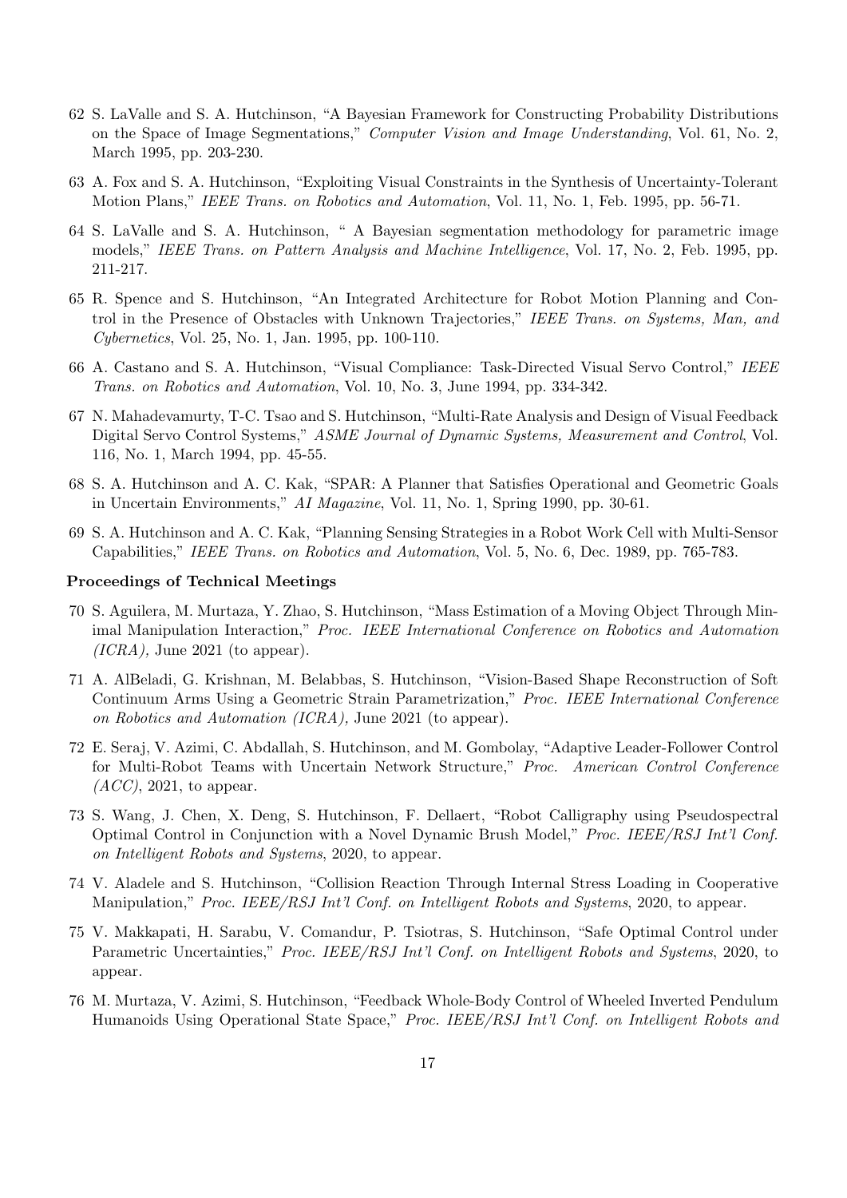62 S. LaValle and S. A. Hutchinson, "A Bayesian Framework for Constructing Probability Distributions on the Space of Image Segmentations," *Computer Vision and Image Understanding*, Vol. 61, No. 2, March 1995, pp. 203-230.

63 A. Fox and S. A. Hutchinson, "Exploiting Visual Constraints in the Synthesis of Uncertainty-Tolerant Motion Plans," *IEEE Trans. on Robotics and Automation*, Vol. 11, No. 1, Feb. 1995, pp. 56-71.

64 S. LaValle and S. A. Hutchinson, " A Bayesian segmentation methodology for parametric image models," *IEEE Trans. on Pattern Analysis and Machine Intelligence*, Vol. 17, No. 2, Feb. 1995, pp. 211-217.

65 R. Spence and S. Hutchinson, "An Integrated Architecture for Robot Motion Planning and Control in the Presence of Obstacles with Unknown Trajectories," *IEEE Trans. on Systems, Man, and Cybernetics*, Vol. 25, No. 1, Jan. 1995, pp. 100-110.

66 A. Castano and S. A. Hutchinson, "Visual Compliance: Task-Directed Visual Servo Control," *IEEE Trans. on Robotics and Automation*, Vol. 10, No. 3, June 1994, pp. 334-342.

67 N. Mahadevamurty, T-C. Tsao and S. Hutchinson, "Multi-Rate Analysis and Design of Visual Feedback Digital Servo Control Systems," *ASME Journal of Dynamic Systems, Measurement and Control*, Vol. 116, No. 1, March 1994, pp. 45-55.

68 S. A. Hutchinson and A. C. Kak, "SPAR: A Planner that Satisfies Operational and Geometric Goals in Uncertain Environments," *AI Magazine*, Vol. 11, No. 1, Spring 1990, pp. 30-61.

69 S. A. Hutchinson and A. C. Kak, "Planning Sensing Strategies in a Robot Work Cell with Multi-Sensor Capabilities," *IEEE Trans. on Robotics and Automation*, Vol. 5, No. 6, Dec. 1989, pp. 765-783.

**Proceedings of Technical Meetings**

70 S. Aguilera, M. Murtaza, Y. Zhao, S. Hutchinson, "Mass Estimation of a Moving Object Through Minimal Manipulation Interaction," *Proc. IEEE International Conference on Robotics and Automation (ICRA),* June 2021 (to appear).

71 A. AlBeladi, G. Krishnan, M. Belabbas, S. Hutchinson, "Vision-Based Shape Reconstruction of Soft Continuum Arms Using a Geometric Strain Parametrization," *Proc. IEEE International Conference on Robotics and Automation (ICRA),* June 2021 (to appear).

72 E. Seraj, V. Azimi, C. Abdallah, S. Hutchinson, and M. Gombolay, "Adaptive Leader-Follower Control for Multi-Robot Teams with Uncertain Network Structure," *Proc. American Control Conference (ACC)*, 2021, to appear.

73 S. Wang, J. Chen, X. Deng, S. Hutchinson, F. Dellaert, "Robot Calligraphy using Pseudospectral Optimal Control in Conjunction with a Novel Dynamic Brush Model," *Proc. IEEE/RSJ Int'l Conf. on Intelligent Robots and Systems*, 2020, to appear.

74 V. Aladele and S. Hutchinson, "Collision Reaction Through Internal Stress Loading in Cooperative Manipulation," *Proc. IEEE/RSJ Int'l Conf. on Intelligent Robots and Systems*, 2020, to appear.

75 V. Makkapati, H. Sarabu, V. Comandur, P. Tsiotras, S. Hutchinson, "Safe Optimal Control under Parametric Uncertainties," *Proc. IEEE/RSJ Int'l Conf. on Intelligent Robots and Systems*, 2020, to appear.

76 M. Murtaza, V. Azimi, S. Hutchinson, "Feedback Whole-Body Control of Wheeled Inverted Pendulum Humanoids Using Operational State Space," *Proc. IEEE/RSJ Int'l Conf. on Intelligent Robots and*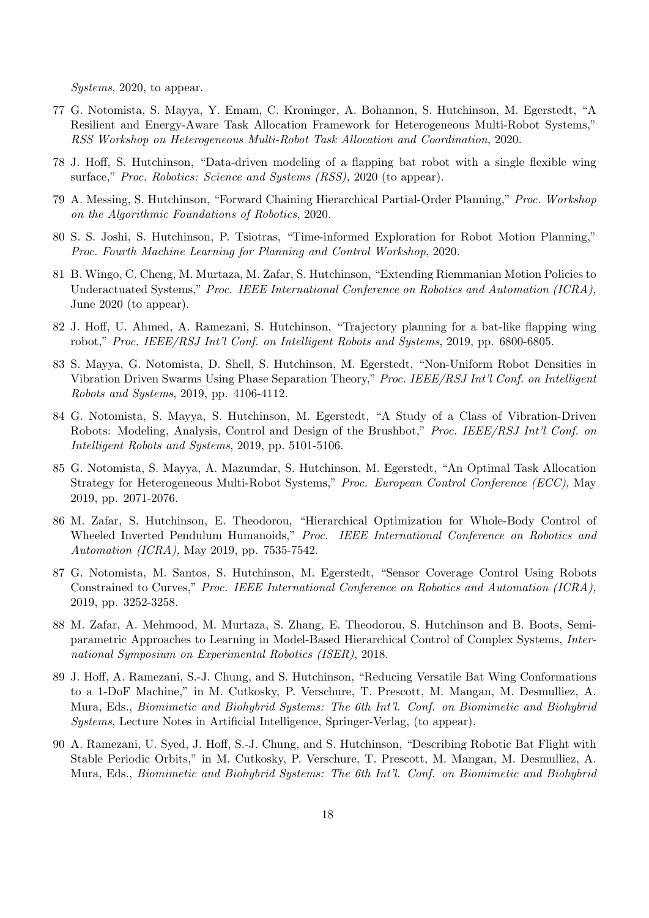*Systems*, 2020, to appear.

77 G. Notomista, S. Mayya, Y. Emam, C. Kroninger, A. Bohannon, S. Hutchinson, M. Egerstedt, "A Resilient and Energy-Aware Task Allocation Framework for Heterogeneous Multi-Robot Systems," *RSS Workshop on Heterogeneous Multi-Robot Task Allocation and Coordination*, 2020.

78 J. Hoff, S. Hutchinson, "Data-driven modeling of a flapping bat robot with a single flexible wing surface," *Proc. Robotics: Science and Systems (RSS),* 2020 (to appear).

79 A. Messing, S. Hutchinson, "Forward Chaining Hierarchical Partial-Order Planning," *Proc. Workshop on the Algorithmic Foundations of Robotics*, 2020.

80 S. S. Joshi, S. Hutchinson, P. Tsiotras, "Time-informed Exploration for Robot Motion Planning," *Proc. Fourth Machine Learning for Planning and Control Workshop*, 2020.

81 B. Wingo, C. Cheng, M. Murtaza, M. Zafar, S. Hutchinson, "Extending Riemmanian Motion Policies to Underactuated Systems," *Proc. IEEE International Conference on Robotics and Automation (ICRA),* June 2020 (to appear).

82 J. Hoff, U. Ahmed, A. Ramezani, S. Hutchinson, "Trajectory planning for a bat-like flapping wing robot," *Proc. IEEE/RSJ Int'l Conf. on Intelligent Robots and Systems*, 2019, pp. 6800-6805.

83 S. Mayya, G. Notomista, D. Shell, S. Hutchinson, M. Egerstedt, "Non-Uniform Robot Densities in Vibration Driven Swarms Using Phase Separation Theory," *Proc. IEEE/RSJ Int'l Conf. on Intelligent Robots and Systems*, 2019, pp. 4106-4112.

84 G. Notomista, S. Mayya, S. Hutchinson, M. Egerstedt, "A Study of a Class of Vibration-Driven Robots: Modeling, Analysis, Control and Design of the Brushbot," *Proc. IEEE/RSJ Int'l Conf. on Intelligent Robots and Systems*, 2019, pp. 5101-5106.

85 G. Notomista, S. Mayya, A. Mazumdar, S. Hutchinson, M. Egerstedt, "An Optimal Task Allocation Strategy for Heterogeneous Multi-Robot Systems," *Proc. European Control Conference (ECC),* May 2019, pp. 2071-2076.

86 M. Zafar, S. Hutchinson, E. Theodorou, "Hierarchical Optimization for Whole-Body Control of Wheeled Inverted Pendulum Humanoids," *Proc. IEEE International Conference on Robotics and Automation (ICRA),* May 2019, pp. 7535-7542.

87 G. Notomista, M. Santos, S. Hutchinson, M. Egerstedt, "Sensor Coverage Control Using Robots Constrained to Curves," *Proc. IEEE International Conference on Robotics and Automation (ICRA),* 2019, pp. 3252-3258.

88 M. Zafar, A. Mehmood, M. Murtaza, S. Zhang, E. Theodorou, S. Hutchinson and B. Boots, Semi-parametric Approaches to Learning in Model-Based Hierarchical Control of Complex Systems, *International Symposium on Experimental Robotics (ISER)*, 2018.

89 J. Hoff, A. Ramezani, S.-J. Chung, and S. Hutchinson, "Reducing Versatile Bat Wing Conformations to a 1-DoF Machine," in M. Cutkosky, P. Verschure, T. Prescott, M. Mangan, M. Desmulliez, A. Mura, Eds., *Biomimetic and Biohybrid Systems: The 6th Int'l. Conf. on Biomimetic and Biohybrid Systems*, Lecture Notes in Artificial Intelligence, Springer-Verlag, (to appear).

90 A. Ramezani, U. Syed, J. Hoff, S.-J. Chung, and S. Hutchinson, "Describing Robotic Bat Flight with Stable Periodic Orbits," in M. Cutkosky, P. Verschure, T. Prescott, M. Mangan, M. Desmulliez, A. Mura, Eds., *Biomimetic and Biohybrid Systems: The 6th Int'l. Conf. on Biomimetic and Biohybrid*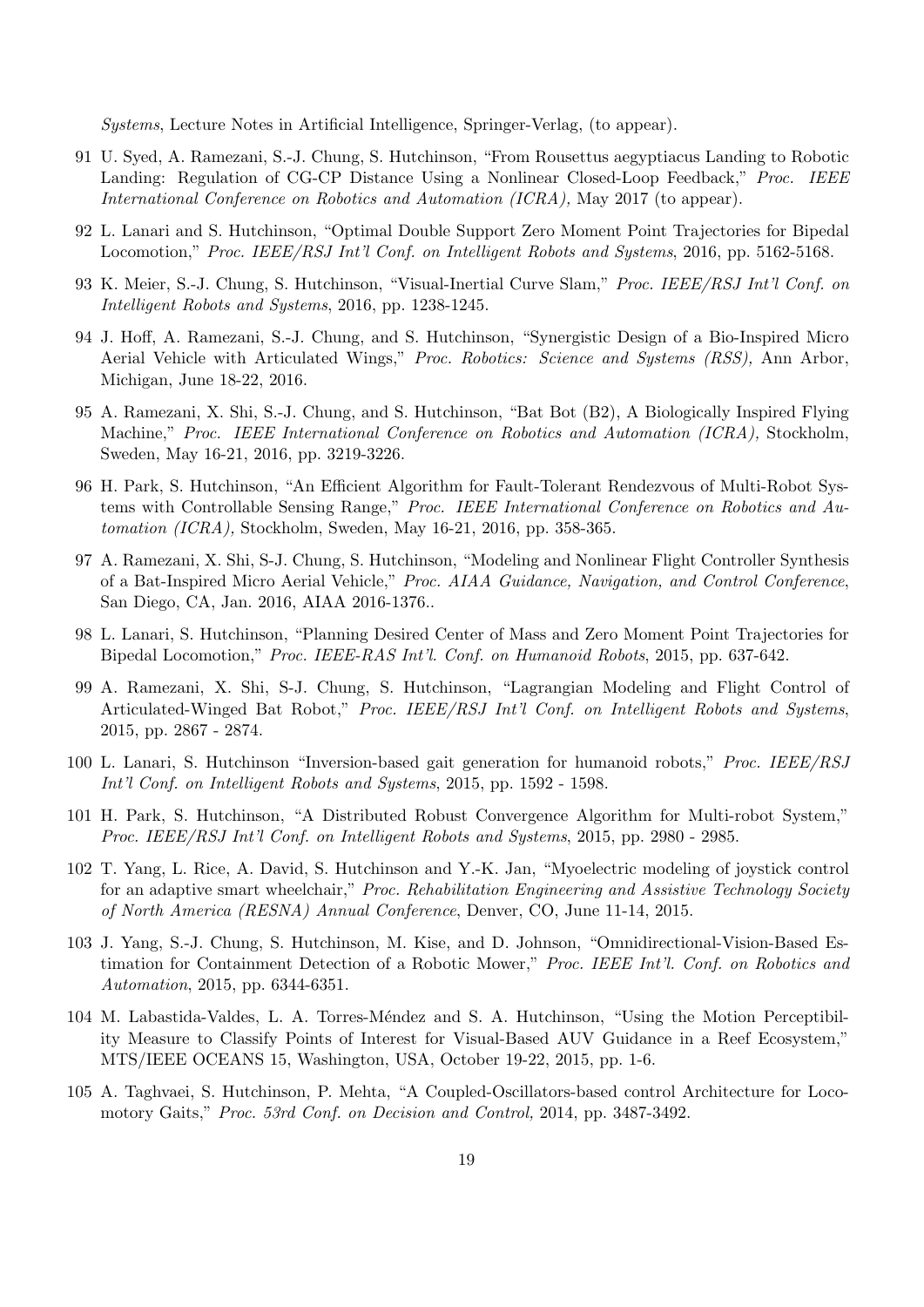*Systems*, Lecture Notes in Artificial Intelligence, Springer-Verlag, (to appear).

91 U. Syed, A. Ramezani, S.-J. Chung, S. Hutchinson, "From Rousettus aegyptiacus Landing to Robotic Landing: Regulation of CG-CP Distance Using a Nonlinear Closed-Loop Feedback," *Proc. IEEE International Conference on Robotics and Automation (ICRA),* May 2017 (to appear).

92 L. Lanari and S. Hutchinson, "Optimal Double Support Zero Moment Point Trajectories for Bipedal Locomotion," *Proc. IEEE/RSJ Int'l Conf. on Intelligent Robots and Systems*, 2016, pp. 5162-5168.

93 K. Meier, S.-J. Chung, S. Hutchinson, "Visual-Inertial Curve Slam," *Proc. IEEE/RSJ Int'l Conf. on Intelligent Robots and Systems*, 2016, pp. 1238-1245.

94 J. Hoff, A. Ramezani, S.-J. Chung, and S. Hutchinson, "Synergistic Design of a Bio-Inspired Micro Aerial Vehicle with Articulated Wings," *Proc. Robotics: Science and Systems (RSS),* Ann Arbor, Michigan, June 18-22, 2016.

95 A. Ramezani, X. Shi, S.-J. Chung, and S. Hutchinson, "Bat Bot (B2), A Biologically Inspired Flying Machine," *Proc. IEEE International Conference on Robotics and Automation (ICRA),* Stockholm, Sweden, May 16-21, 2016, pp. 3219-3226.

96 H. Park, S. Hutchinson, "An Efficient Algorithm for Fault-Tolerant Rendezvous of Multi-Robot Systems with Controllable Sensing Range," *Proc. IEEE International Conference on Robotics and Automation (ICRA),* Stockholm, Sweden, May 16-21, 2016, pp. 358-365.

97 A. Ramezani, X. Shi, S-J. Chung, S. Hutchinson, "Modeling and Nonlinear Flight Controller Synthesis of a Bat-Inspired Micro Aerial Vehicle," *Proc. AIAA Guidance, Navigation, and Control Conference*, San Diego, CA, Jan. 2016, AIAA 2016-1376..

98 L. Lanari, S. Hutchinson, "Planning Desired Center of Mass and Zero Moment Point Trajectories for Bipedal Locomotion," *Proc. IEEE-RAS Int'l. Conf. on Humanoid Robots*, 2015, pp. 637-642.

99 A. Ramezani, X. Shi, S-J. Chung, S. Hutchinson, "Lagrangian Modeling and Flight Control of Articulated-Winged Bat Robot," *Proc. IEEE/RSJ Int'l Conf. on Intelligent Robots and Systems*, 2015, pp. 2867 - 2874.

100 L. Lanari, S. Hutchinson "Inversion-based gait generation for humanoid robots," *Proc. IEEE/RSJ Int'l Conf. on Intelligent Robots and Systems*, 2015, pp. 1592 - 1598.

101 H. Park, S. Hutchinson, "A Distributed Robust Convergence Algorithm for Multi-robot System," *Proc. IEEE/RSJ Int'l Conf. on Intelligent Robots and Systems*, 2015, pp. 2980 - 2985.

102 T. Yang, L. Rice, A. David, S. Hutchinson and Y.-K. Jan, "Myoelectric modeling of joystick control for an adaptive smart wheelchair," *Proc. Rehabilitation Engineering and Assistive Technology Society of North America (RESNA) Annual Conference*, Denver, CO, June 11-14, 2015.

103 J. Yang, S.-J. Chung, S. Hutchinson, M. Kise, and D. Johnson, "Omnidirectional-Vision-Based Estimation for Containment Detection of a Robotic Mower," *Proc. IEEE Int'l. Conf. on Robotics and Automation*, 2015, pp. 6344-6351.

104 M. Labastida-Valdes, L. A. Torres-Méndez and S. A. Hutchinson, "Using the Motion Perceptibility Measure to Classify Points of Interest for Visual-Based AUV Guidance in a Reef Ecosystem," MTS/IEEE OCEANS 15, Washington, USA, October 19-22, 2015, pp. 1-6.

105 A. Taghvaei, S. Hutchinson, P. Mehta, "A Coupled-Oscillators-based control Architecture for Locomotory Gaits," *Proc. 53rd Conf. on Decision and Control,* 2014, pp. 3487-3492.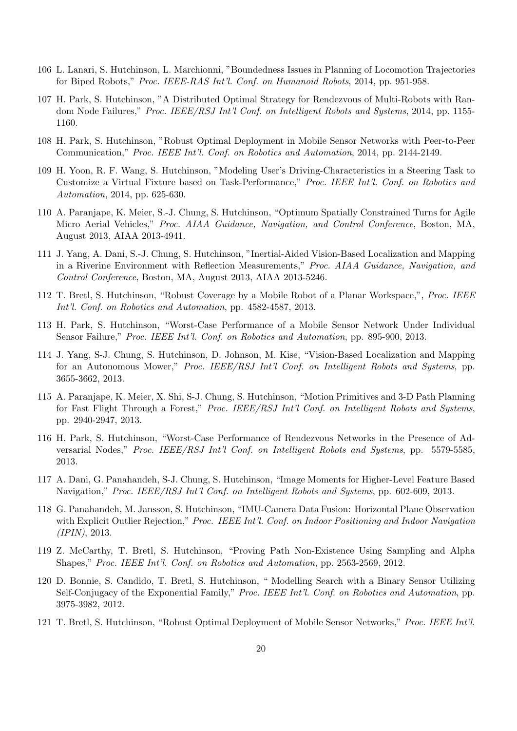106 L. Lanari, S. Hutchinson, L. Marchionni, "Boundedness Issues in Planning of Locomotion Trajectories for Biped Robots," *Proc. IEEE-RAS Int'l. Conf. on Humanoid Robots*, 2014, pp. 951-958.

107 H. Park, S. Hutchinson, "A Distributed Optimal Strategy for Rendezvous of Multi-Robots with Random Node Failures," *Proc. IEEE/RSJ Int'l Conf. on Intelligent Robots and Systems*, 2014, pp. 1155-1160.

108 H. Park, S. Hutchinson, "Robust Optimal Deployment in Mobile Sensor Networks with Peer-to-Peer Communication," *Proc. IEEE Int'l. Conf. on Robotics and Automation*, 2014, pp. 2144-2149.

109 H. Yoon, R. F. Wang, S. Hutchinson, "Modeling User's Driving-Characteristics in a Steering Task to Customize a Virtual Fixture based on Task-Performance," *Proc. IEEE Int'l. Conf. on Robotics and Automation*, 2014, pp. 625-630.

110 A. Paranjape, K. Meier, S.-J. Chung, S. Hutchinson, "Optimum Spatially Constrained Turns for Agile Micro Aerial Vehicles," *Proc. AIAA Guidance, Navigation, and Control Conference*, Boston, MA, August 2013, AIAA 2013-4941.

111 J. Yang, A. Dani, S.-J. Chung, S. Hutchinson, "Inertial-Aided Vision-Based Localization and Mapping in a Riverine Environment with Reflection Measurements," *Proc. AIAA Guidance, Navigation, and Control Conference*, Boston, MA, August 2013, AIAA 2013-5246.

112 T. Bretl, S. Hutchinson, "Robust Coverage by a Mobile Robot of a Planar Workspace,", *Proc. IEEE Int'l. Conf. on Robotics and Automation*, pp. 4582-4587, 2013.

113 H. Park, S. Hutchinson, "Worst-Case Performance of a Mobile Sensor Network Under Individual Sensor Failure," *Proc. IEEE Int'l. Conf. on Robotics and Automation*, pp. 895-900, 2013.

114 J. Yang, S-J. Chung, S. Hutchinson, D. Johnson, M. Kise, "Vision-Based Localization and Mapping for an Autonomous Mower," *Proc. IEEE/RSJ Int'l Conf. on Intelligent Robots and Systems*, pp. 3655-3662, 2013.

115 A. Paranjape, K. Meier, X. Shi, S-J. Chung, S. Hutchinson, "Motion Primitives and 3-D Path Planning for Fast Flight Through a Forest," *Proc. IEEE/RSJ Int'l Conf. on Intelligent Robots and Systems*, pp. 2940-2947, 2013.

116 H. Park, S. Hutchinson, "Worst-Case Performance of Rendezvous Networks in the Presence of Adversarial Nodes," *Proc. IEEE/RSJ Int'l Conf. on Intelligent Robots and Systems*, pp. 5579-5585, 2013.

117 A. Dani, G. Panahandeh, S-J. Chung, S. Hutchinson, "Image Moments for Higher-Level Feature Based Navigation," *Proc. IEEE/RSJ Int'l Conf. on Intelligent Robots and Systems*, pp. 602-609, 2013.

118 G. Panahandeh, M. Jansson, S. Hutchinson, "IMU-Camera Data Fusion: Horizontal Plane Observation with Explicit Outlier Rejection," *Proc. IEEE Int'l. Conf. on Indoor Positioning and Indoor Navigation (IPIN)*, 2013.

119 Z. McCarthy, T. Bretl, S. Hutchinson, "Proving Path Non-Existence Using Sampling and Alpha Shapes," *Proc. IEEE Int'l. Conf. on Robotics and Automation*, pp. 2563-2569, 2012.

120 D. Bonnie, S. Candido, T. Bretl, S. Hutchinson, " Modelling Search with a Binary Sensor Utilizing Self-Conjugacy of the Exponential Family," *Proc. IEEE Int'l. Conf. on Robotics and Automation*, pp. 3975-3982, 2012.

121 T. Bretl, S. Hutchinson, "Robust Optimal Deployment of Mobile Sensor Networks," *Proc. IEEE Int'l.*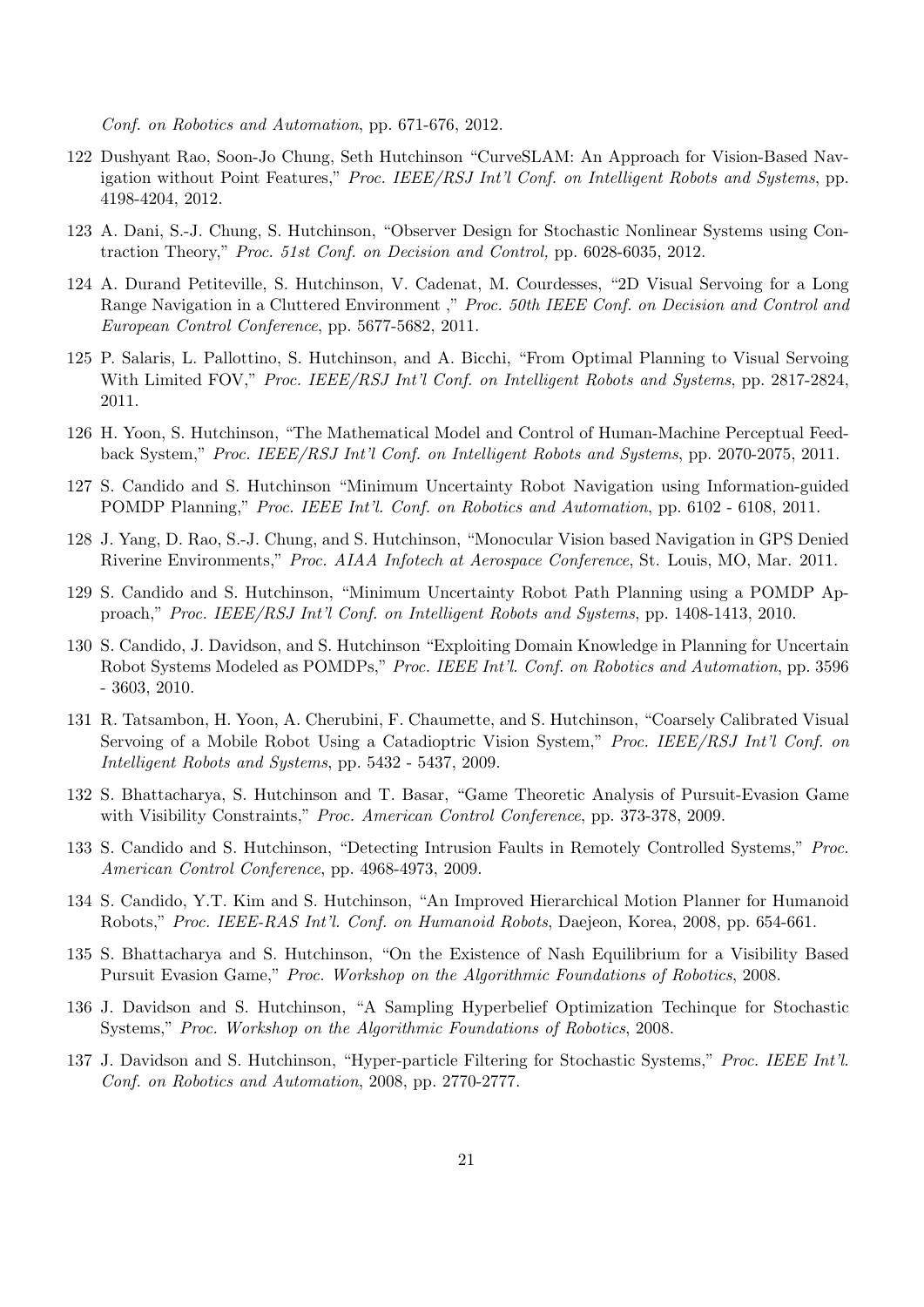*Conf. on Robotics and Automation*, pp. 671-676, 2012.

122 Dushyant Rao, Soon-Jo Chung, Seth Hutchinson “CurveSLAM: An Approach for Vision-Based Navigation without Point Features,” *Proc. IEEE/RSJ Int'l Conf. on Intelligent Robots and Systems*, pp. 4198-4204, 2012.

123 A. Dani, S.-J. Chung, S. Hutchinson, “Observer Design for Stochastic Nonlinear Systems using Contraction Theory,” *Proc. 51st Conf. on Decision and Control*, pp. 6028-6035, 2012.

124 A. Durand Petiteville, S. Hutchinson, V. Cadenat, M. Courdesses, “2D Visual Servoing for a Long Range Navigation in a Cluttered Environment ,” *Proc. 50th IEEE Conf. on Decision and Control and European Control Conference*, pp. 5677-5682, 2011.

125 P. Salaris, L. Pallottino, S. Hutchinson, and A. Bicchi, “From Optimal Planning to Visual Servoing With Limited FOV,” *Proc. IEEE/RSJ Int'l Conf. on Intelligent Robots and Systems*, pp. 2817-2824, 2011.

126 H. Yoon, S. Hutchinson, “The Mathematical Model and Control of Human-Machine Perceptual Feedback System,” *Proc. IEEE/RSJ Int'l Conf. on Intelligent Robots and Systems*, pp. 2070-2075, 2011.

127 S. Candido and S. Hutchinson “Minimum Uncertainty Robot Navigation using Information-guided POMDP Planning,” *Proc. IEEE Int'l. Conf. on Robotics and Automation*, pp. 6102 - 6108, 2011.

128 J. Yang, D. Rao, S.-J. Chung, and S. Hutchinson, “Monocular Vision based Navigation in GPS Denied Riverine Environments,” *Proc. AIAA Infotech at Aerospace Conference*, St. Louis, MO, Mar. 2011.

129 S. Candido and S. Hutchinson, “Minimum Uncertainty Robot Path Planning using a POMDP Approach,” *Proc. IEEE/RSJ Int'l Conf. on Intelligent Robots and Systems*, pp. 1408-1413, 2010.

130 S. Candido, J. Davidson, and S. Hutchinson “Exploiting Domain Knowledge in Planning for Uncertain Robot Systems Modeled as POMDPs,” *Proc. IEEE Int'l. Conf. on Robotics and Automation*, pp. 3596 - 3603, 2010.

131 R. Tatsambon, H. Yoon, A. Cherubini, F. Chaumette, and S. Hutchinson, “Coarsely Calibrated Visual Servoing of a Mobile Robot Using a Catadioptric Vision System,” *Proc. IEEE/RSJ Int'l Conf. on Intelligent Robots and Systems*, pp. 5432 - 5437, 2009.

132 S. Bhattacharya, S. Hutchinson and T. Basar, “Game Theoretic Analysis of Pursuit-Evasion Game with Visibility Constraints,” *Proc. American Control Conference*, pp. 373-378, 2009.

133 S. Candido and S. Hutchinson, “Detecting Intrusion Faults in Remotely Controlled Systems,” *Proc. American Control Conference*, pp. 4968-4973, 2009.

134 S. Candido, Y.T. Kim and S. Hutchinson, “An Improved Hierarchical Motion Planner for Humanoid Robots,” *Proc. IEEE-RAS Int'l. Conf. on Humanoid Robots*, Daejeon, Korea, 2008, pp. 654-661.

135 S. Bhattacharya and S. Hutchinson, “On the Existence of Nash Equilibrium for a Visibility Based Pursuit Evasion Game,” *Proc. Workshop on the Algorithmic Foundations of Robotics*, 2008.

136 J. Davidson and S. Hutchinson, “A Sampling Hyperbelief Optimization Techinque for Stochastic Systems,” *Proc. Workshop on the Algorithmic Foundations of Robotics*, 2008.

137 J. Davidson and S. Hutchinson, “Hyper-particle Filtering for Stochastic Systems,” *Proc. IEEE Int'l. Conf. on Robotics and Automation*, 2008, pp. 2770-2777.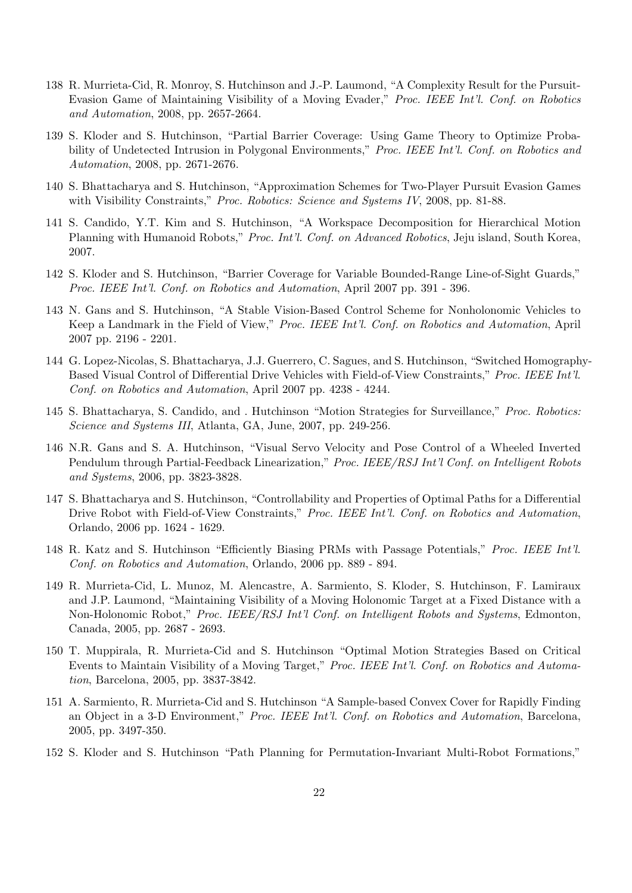138 R. Murrieta-Cid, R. Monroy, S. Hutchinson and J.-P. Laumond, "A Complexity Result for the Pursuit-Evasion Game of Maintaining Visibility of a Moving Evader," *Proc. IEEE Int'l. Conf. on Robotics and Automation*, 2008, pp. 2657-2664.

139 S. Kloder and S. Hutchinson, "Partial Barrier Coverage: Using Game Theory to Optimize Probability of Undetected Intrusion in Polygonal Environments," *Proc. IEEE Int'l. Conf. on Robotics and Automation*, 2008, pp. 2671-2676.

140 S. Bhattacharya and S. Hutchinson, "Approximation Schemes for Two-Player Pursuit Evasion Games with Visibility Constraints," *Proc. Robotics: Science and Systems IV*, 2008, pp. 81-88.

141 S. Candido, Y.T. Kim and S. Hutchinson, "A Workspace Decomposition for Hierarchical Motion Planning with Humanoid Robots," *Proc. Int'l. Conf. on Advanced Robotics*, Jeju island, South Korea, 2007.

142 S. Kloder and S. Hutchinson, "Barrier Coverage for Variable Bounded-Range Line-of-Sight Guards," *Proc. IEEE Int'l. Conf. on Robotics and Automation*, April 2007 pp. 391 - 396.

143 N. Gans and S. Hutchinson, "A Stable Vision-Based Control Scheme for Nonholonomic Vehicles to Keep a Landmark in the Field of View," *Proc. IEEE Int'l. Conf. on Robotics and Automation*, April 2007 pp. 2196 - 2201.

144 G. Lopez-Nicolas, S. Bhattacharya, J.J. Guerrero, C. Sagues, and S. Hutchinson, "Switched Homography-Based Visual Control of Differential Drive Vehicles with Field-of-View Constraints," *Proc. IEEE Int'l. Conf. on Robotics and Automation*, April 2007 pp. 4238 - 4244.

145 S. Bhattacharya, S. Candido, and . Hutchinson "Motion Strategies for Surveillance," *Proc. Robotics: Science and Systems III*, Atlanta, GA, June, 2007, pp. 249-256.

146 N.R. Gans and S. A. Hutchinson, "Visual Servo Velocity and Pose Control of a Wheeled Inverted Pendulum through Partial-Feedback Linearization," *Proc. IEEE/RSJ Int'l Conf. on Intelligent Robots and Systems*, 2006, pp. 3823-3828.

147 S. Bhattacharya and S. Hutchinson, "Controllability and Properties of Optimal Paths for a Differential Drive Robot with Field-of-View Constraints," *Proc. IEEE Int'l. Conf. on Robotics and Automation*, Orlando, 2006 pp. 1624 - 1629.

148 R. Katz and S. Hutchinson "Efficiently Biasing PRMs with Passage Potentials," *Proc. IEEE Int'l. Conf. on Robotics and Automation*, Orlando, 2006 pp. 889 - 894.

149 R. Murrieta-Cid, L. Munoz, M. Alencastre, A. Sarmiento, S. Kloder, S. Hutchinson, F. Lamiraux and J.P. Laumond, "Maintaining Visibility of a Moving Holonomic Target at a Fixed Distance with a Non-Holonomic Robot," *Proc. IEEE/RSJ Int'l Conf. on Intelligent Robots and Systems*, Edmonton, Canada, 2005, pp. 2687 - 2693.

150 T. Muppirala, R. Murrieta-Cid and S. Hutchinson "Optimal Motion Strategies Based on Critical Events to Maintain Visibility of a Moving Target," *Proc. IEEE Int'l. Conf. on Robotics and Automation*, Barcelona, 2005, pp. 3837-3842.

151 A. Sarmiento, R. Murrieta-Cid and S. Hutchinson "A Sample-based Convex Cover for Rapidly Finding an Object in a 3-D Environment," *Proc. IEEE Int'l. Conf. on Robotics and Automation*, Barcelona, 2005, pp. 3497-350.

152 S. Kloder and S. Hutchinson "Path Planning for Permutation-Invariant Multi-Robot Formations,"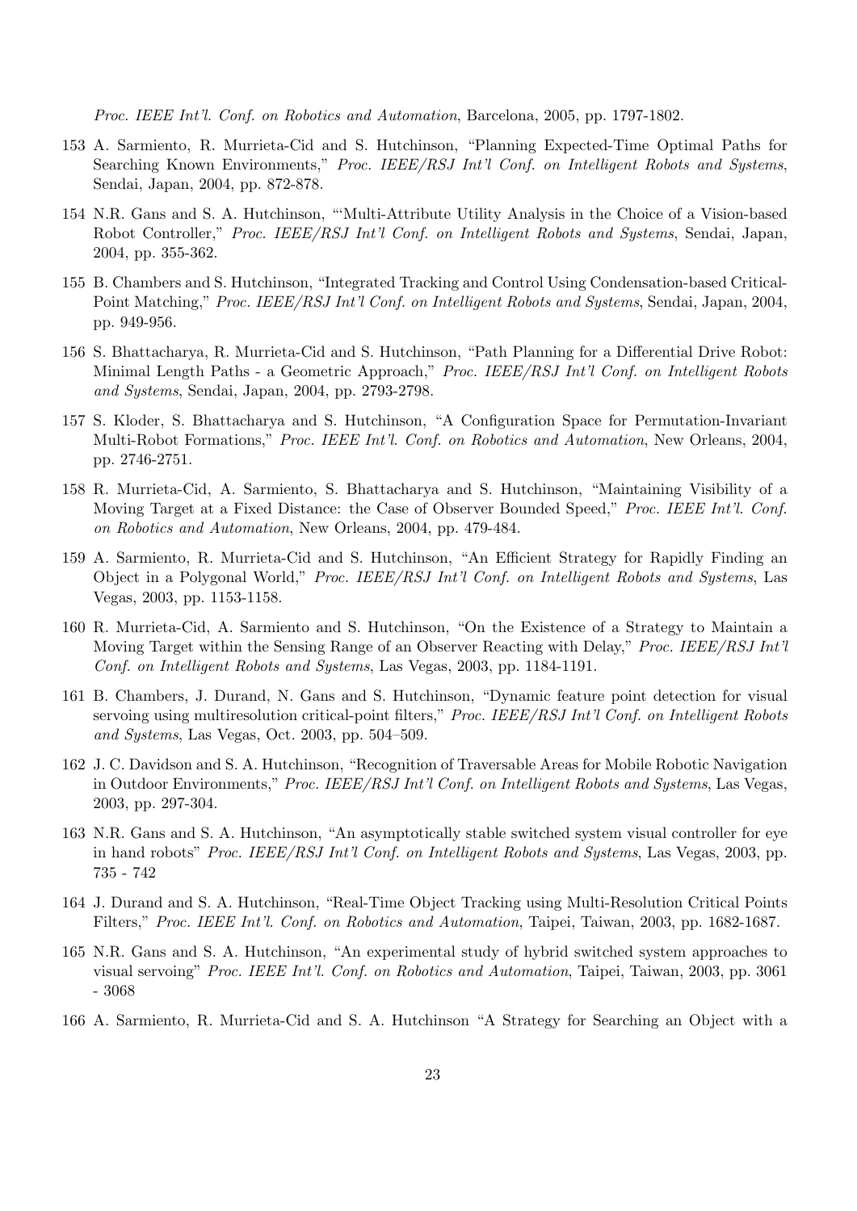*Proc. IEEE Int'l. Conf. on Robotics and Automation*, Barcelona, 2005, pp. 1797-1802.

153 A. Sarmiento, R. Murrieta-Cid and S. Hutchinson, "Planning Expected-Time Optimal Paths for Searching Known Environments," *Proc. IEEE/RSJ Int'l Conf. on Intelligent Robots and Systems*, Sendai, Japan, 2004, pp. 872-878.

154 N.R. Gans and S. A. Hutchinson, "'Multi-Attribute Utility Analysis in the Choice of a Vision-based Robot Controller," *Proc. IEEE/RSJ Int'l Conf. on Intelligent Robots and Systems*, Sendai, Japan, 2004, pp. 355-362.

155 B. Chambers and S. Hutchinson, "Integrated Tracking and Control Using Condensation-based Critical-Point Matching," *Proc. IEEE/RSJ Int'l Conf. on Intelligent Robots and Systems*, Sendai, Japan, 2004, pp. 949-956.

156 S. Bhattacharya, R. Murrieta-Cid and S. Hutchinson, "Path Planning for a Differential Drive Robot: Minimal Length Paths - a Geometric Approach," *Proc. IEEE/RSJ Int'l Conf. on Intelligent Robots and Systems*, Sendai, Japan, 2004, pp. 2793-2798.

157 S. Kloder, S. Bhattacharya and S. Hutchinson, "A Configuration Space for Permutation-Invariant Multi-Robot Formations," *Proc. IEEE Int'l. Conf. on Robotics and Automation*, New Orleans, 2004, pp. 2746-2751.

158 R. Murrieta-Cid, A. Sarmiento, S. Bhattacharya and S. Hutchinson, "Maintaining Visibility of a Moving Target at a Fixed Distance: the Case of Observer Bounded Speed," *Proc. IEEE Int'l. Conf. on Robotics and Automation*, New Orleans, 2004, pp. 479-484.

159 A. Sarmiento, R. Murrieta-Cid and S. Hutchinson, "An Efficient Strategy for Rapidly Finding an Object in a Polygonal World," *Proc. IEEE/RSJ Int'l Conf. on Intelligent Robots and Systems*, Las Vegas, 2003, pp. 1153-1158.

160 R. Murrieta-Cid, A. Sarmiento and S. Hutchinson, "On the Existence of a Strategy to Maintain a Moving Target within the Sensing Range of an Observer Reacting with Delay," *Proc. IEEE/RSJ Int'l Conf. on Intelligent Robots and Systems*, Las Vegas, 2003, pp. 1184-1191.

161 B. Chambers, J. Durand, N. Gans and S. Hutchinson, "Dynamic feature point detection for visual servoing using multiresolution critical-point filters," *Proc. IEEE/RSJ Int'l Conf. on Intelligent Robots and Systems*, Las Vegas, Oct. 2003, pp. 504–509.

162 J. C. Davidson and S. A. Hutchinson, "Recognition of Traversable Areas for Mobile Robotic Navigation in Outdoor Environments," *Proc. IEEE/RSJ Int'l Conf. on Intelligent Robots and Systems*, Las Vegas, 2003, pp. 297-304.

163 N.R. Gans and S. A. Hutchinson, "An asymptotically stable switched system visual controller for eye in hand robots" *Proc. IEEE/RSJ Int'l Conf. on Intelligent Robots and Systems*, Las Vegas, 2003, pp. 735 - 742

164 J. Durand and S. A. Hutchinson, "Real-Time Object Tracking using Multi-Resolution Critical Points Filters," *Proc. IEEE Int'l. Conf. on Robotics and Automation*, Taipei, Taiwan, 2003, pp. 1682-1687.

165 N.R. Gans and S. A. Hutchinson, "An experimental study of hybrid switched system approaches to visual servoing" *Proc. IEEE Int'l. Conf. on Robotics and Automation*, Taipei, Taiwan, 2003, pp. 3061 - 3068

166 A. Sarmiento, R. Murrieta-Cid and S. A. Hutchinson "A Strategy for Searching an Object with a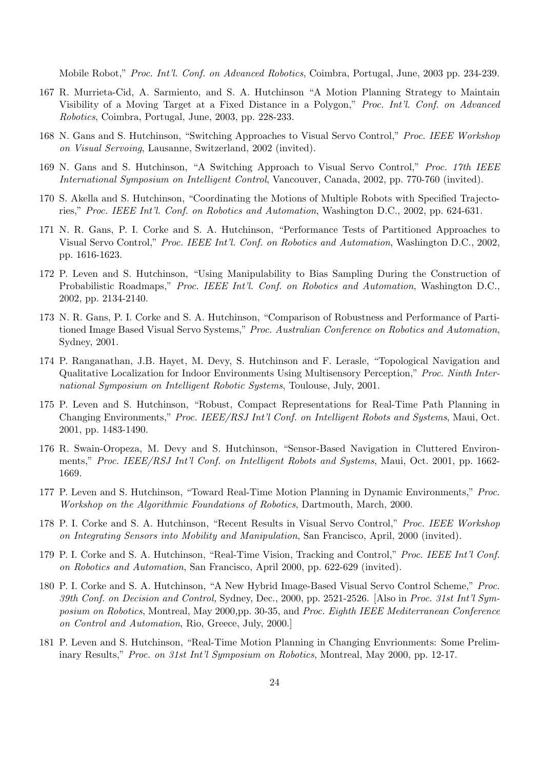Mobile Robot," *Proc. Int'l. Conf. on Advanced Robotics*, Coimbra, Portugal, June, 2003 pp. 234-239.

167 R. Murrieta-Cid, A. Sarmiento, and S. A. Hutchinson "A Motion Planning Strategy to Maintain Visibility of a Moving Target at a Fixed Distance in a Polygon," *Proc. Int'l. Conf. on Advanced Robotics*, Coimbra, Portugal, June, 2003, pp. 228-233.

168 N. Gans and S. Hutchinson, "Switching Approaches to Visual Servo Control," *Proc. IEEE Workshop on Visual Servoing*, Lausanne, Switzerland, 2002 (invited).

169 N. Gans and S. Hutchinson, "A Switching Approach to Visual Servo Control," *Proc. 17th IEEE International Symposium on Intelligent Control*, Vancouver, Canada, 2002, pp. 770-760 (invited).

170 S. Akella and S. Hutchinson, "Coordinating the Motions of Multiple Robots with Specified Trajectories," *Proc. IEEE Int'l. Conf. on Robotics and Automation*, Washington D.C., 2002, pp. 624-631.

171 N. R. Gans, P. I. Corke and S. A. Hutchinson, "Performance Tests of Partitioned Approaches to Visual Servo Control," *Proc. IEEE Int'l. Conf. on Robotics and Automation*, Washington D.C., 2002, pp. 1616-1623.

172 P. Leven and S. Hutchinson, "Using Manipulability to Bias Sampling During the Construction of Probabilistic Roadmaps," *Proc. IEEE Int'l. Conf. on Robotics and Automation*, Washington D.C., 2002, pp. 2134-2140.

173 N. R. Gans, P. I. Corke and S. A. Hutchinson, "Comparison of Robustness and Performance of Partitioned Image Based Visual Servo Systems," *Proc. Australian Conference on Robotics and Automation*, Sydney, 2001.

174 P. Ranganathan, J.B. Hayet, M. Devy, S. Hutchinson and F. Lerasle, "Topological Navigation and Qualitative Localization for Indoor Environments Using Multisensory Perception," *Proc. Ninth International Symposium on Intelligent Robotic Systems*, Toulouse, July, 2001.

175 P. Leven and S. Hutchinson, "Robust, Compact Representations for Real-Time Path Planning in Changing Environments," *Proc. IEEE/RSJ Int'l Conf. on Intelligent Robots and Systems*, Maui, Oct. 2001, pp. 1483-1490.

176 R. Swain-Oropeza, M. Devy and S. Hutchinson, "Sensor-Based Navigation in Cluttered Environments," *Proc. IEEE/RSJ Int'l Conf. on Intelligent Robots and Systems*, Maui, Oct. 2001, pp. 1662-1669.

177 P. Leven and S. Hutchinson, "Toward Real-Time Motion Planning in Dynamic Environments," *Proc. Workshop on the Algorithmic Foundations of Robotics*, Dartmouth, March, 2000.

178 P. I. Corke and S. A. Hutchinson, "Recent Results in Visual Servo Control," *Proc. IEEE Workshop on Integrating Sensors into Mobility and Manipulation*, San Francisco, April, 2000 (invited).

179 P. I. Corke and S. A. Hutchinson, "Real-Time Vision, Tracking and Control," *Proc. IEEE Int'l Conf. on Robotics and Automation*, San Francisco, April 2000, pp. 622-629 (invited).

180 P. I. Corke and S. A. Hutchinson, "A New Hybrid Image-Based Visual Servo Control Scheme," *Proc. 39th Conf. on Decision and Control,* Sydney, Dec., 2000, pp. 2521-2526. [Also in *Proc. 31st Int'l Symposium on Robotics*, Montreal, May 2000,pp. 30-35, and *Proc. Eighth IEEE Mediterranean Conference on Control and Automation*, Rio, Greece, July, 2000.]

181 P. Leven and S. Hutchinson, "Real-Time Motion Planning in Changing Envrionments: Some Preliminary Results," *Proc. on 31st Int'l Symposium on Robotics*, Montreal, May 2000, pp. 12-17.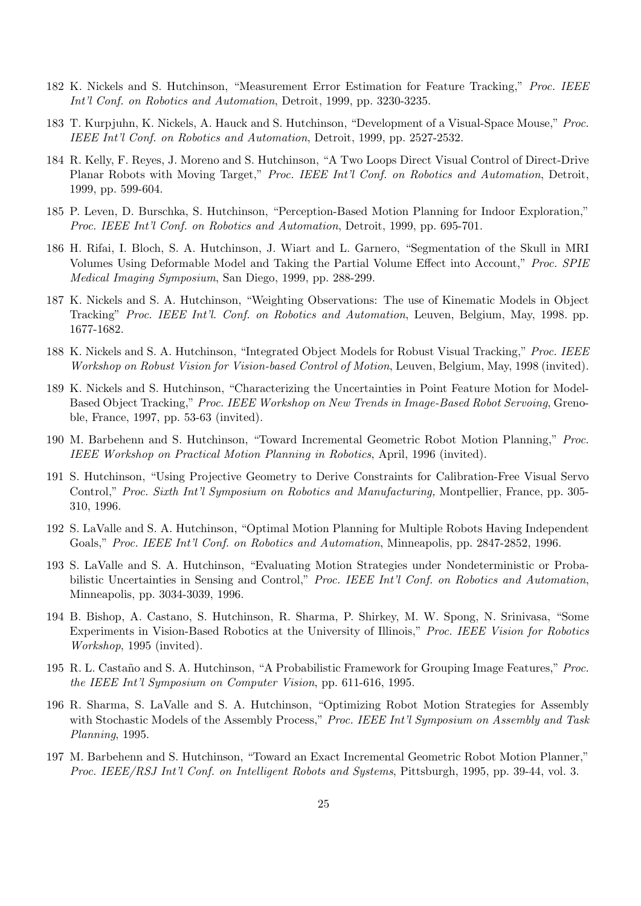182 K. Nickels and S. Hutchinson, "Measurement Error Estimation for Feature Tracking," *Proc. IEEE Int'l Conf. on Robotics and Automation*, Detroit, 1999, pp. 3230-3235.

183 T. Kurpjuhn, K. Nickels, A. Hauck and S. Hutchinson, "Development of a Visual-Space Mouse," *Proc. IEEE Int'l Conf. on Robotics and Automation*, Detroit, 1999, pp. 2527-2532.

184 R. Kelly, F. Reyes, J. Moreno and S. Hutchinson, "A Two Loops Direct Visual Control of Direct-Drive Planar Robots with Moving Target," *Proc. IEEE Int'l Conf. on Robotics and Automation*, Detroit, 1999, pp. 599-604.

185 P. Leven, D. Burschka, S. Hutchinson, "Perception-Based Motion Planning for Indoor Exploration," *Proc. IEEE Int'l Conf. on Robotics and Automation*, Detroit, 1999, pp. 695-701.

186 H. Rifai, I. Bloch, S. A. Hutchinson, J. Wiart and L. Garnero, "Segmentation of the Skull in MRI Volumes Using Deformable Model and Taking the Partial Volume Effect into Account," *Proc. SPIE Medical Imaging Symposium*, San Diego, 1999, pp. 288-299.

187 K. Nickels and S. A. Hutchinson, "Weighting Observations: The use of Kinematic Models in Object Tracking" *Proc. IEEE Int'l. Conf. on Robotics and Automation*, Leuven, Belgium, May, 1998. pp. 1677-1682.

188 K. Nickels and S. A. Hutchinson, "Integrated Object Models for Robust Visual Tracking," *Proc. IEEE Workshop on Robust Vision for Vision-based Control of Motion*, Leuven, Belgium, May, 1998 (invited).

189 K. Nickels and S. Hutchinson, "Characterizing the Uncertainties in Point Feature Motion for Model-Based Object Tracking," *Proc. IEEE Workshop on New Trends in Image-Based Robot Servoing*, Grenoble, France, 1997, pp. 53-63 (invited).

190 M. Barbehenn and S. Hutchinson, "Toward Incremental Geometric Robot Motion Planning," *Proc. IEEE Workshop on Practical Motion Planning in Robotics*, April, 1996 (invited).

191 S. Hutchinson, "Using Projective Geometry to Derive Constraints for Calibration-Free Visual Servo Control," *Proc. Sixth Int'l Symposium on Robotics and Manufacturing,* Montpellier, France, pp. 305-310, 1996.

192 S. LaValle and S. A. Hutchinson, "Optimal Motion Planning for Multiple Robots Having Independent Goals," *Proc. IEEE Int'l Conf. on Robotics and Automation*, Minneapolis, pp. 2847-2852, 1996.

193 S. LaValle and S. A. Hutchinson, "Evaluating Motion Strategies under Nondeterministic or Probabilistic Uncertainties in Sensing and Control," *Proc. IEEE Int'l Conf. on Robotics and Automation*, Minneapolis, pp. 3034-3039, 1996.

194 B. Bishop, A. Castano, S. Hutchinson, R. Sharma, P. Shirkey, M. W. Spong, N. Srinivasa, "Some Experiments in Vision-Based Robotics at the University of Illinois," *Proc. IEEE Vision for Robotics Workshop*, 1995 (invited).

195 R. L. Castaño and S. A. Hutchinson, "A Probabilistic Framework for Grouping Image Features," *Proc. the IEEE Int'l Symposium on Computer Vision*, pp. 611-616, 1995.

196 R. Sharma, S. LaValle and S. A. Hutchinson, "Optimizing Robot Motion Strategies for Assembly with Stochastic Models of the Assembly Process," *Proc. IEEE Int'l Symposium on Assembly and Task Planning*, 1995.

197 M. Barbehenn and S. Hutchinson, "Toward an Exact Incremental Geometric Robot Motion Planner," *Proc. IEEE/RSJ Int'l Conf. on Intelligent Robots and Systems*, Pittsburgh, 1995, pp. 39-44, vol. 3.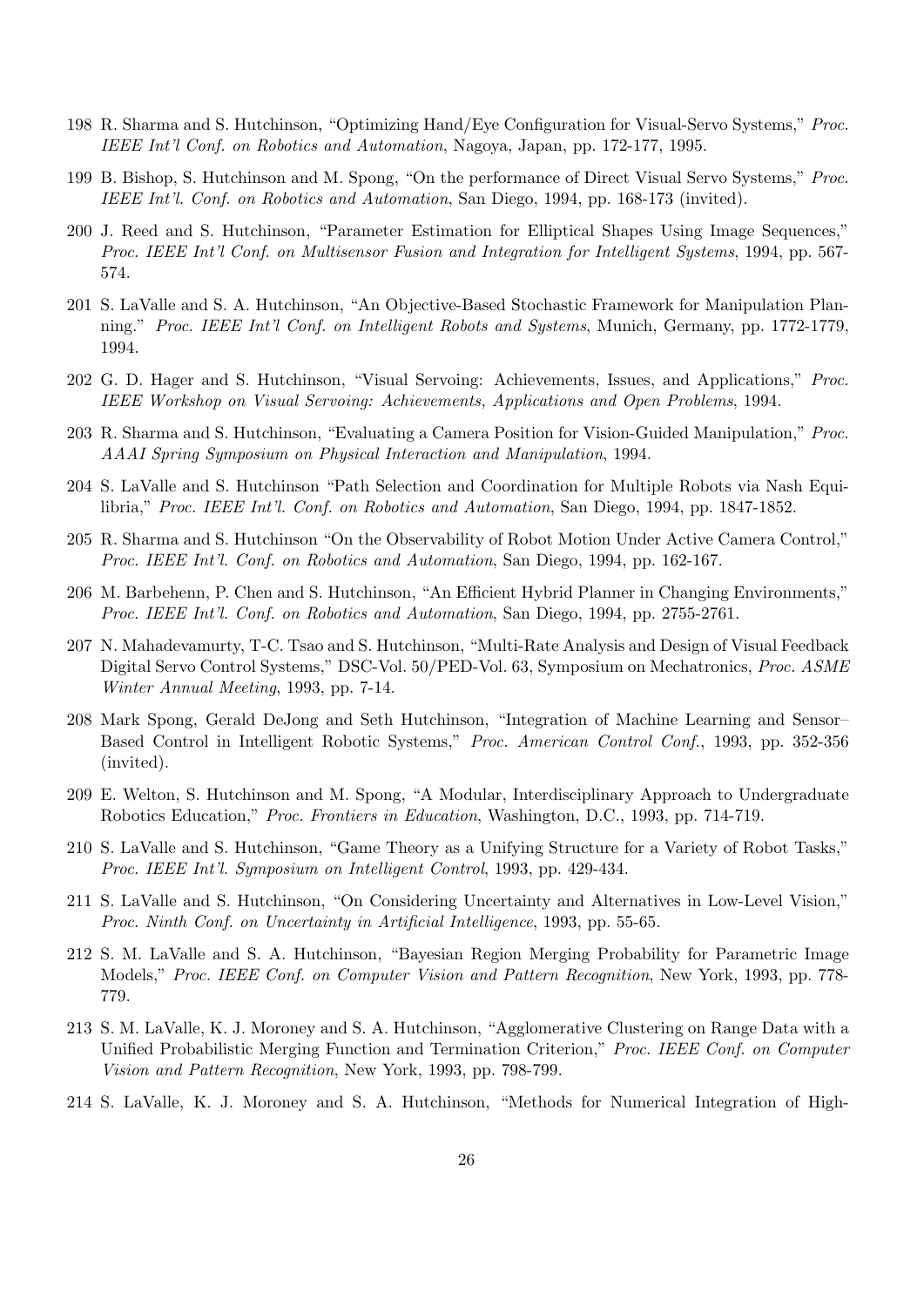198 R. Sharma and S. Hutchinson, "Optimizing Hand/Eye Configuration for Visual-Servo Systems," *Proc. IEEE Int'l Conf. on Robotics and Automation*, Nagoya, Japan, pp. 172-177, 1995.

199 B. Bishop, S. Hutchinson and M. Spong, "On the performance of Direct Visual Servo Systems," *Proc. IEEE Int'l. Conf. on Robotics and Automation*, San Diego, 1994, pp. 168-173 (invited).

200 J. Reed and S. Hutchinson, "Parameter Estimation for Elliptical Shapes Using Image Sequences," *Proc. IEEE Int'l Conf. on Multisensor Fusion and Integration for Intelligent Systems*, 1994, pp. 567-574.

201 S. LaValle and S. A. Hutchinson, "An Objective-Based Stochastic Framework for Manipulation Planning." *Proc. IEEE Int'l Conf. on Intelligent Robots and Systems*, Munich, Germany, pp. 1772-1779, 1994.

202 G. D. Hager and S. Hutchinson, "Visual Servoing: Achievements, Issues, and Applications," *Proc. IEEE Workshop on Visual Servoing: Achievements, Applications and Open Problems*, 1994.

203 R. Sharma and S. Hutchinson, "Evaluating a Camera Position for Vision-Guided Manipulation," *Proc. AAAI Spring Symposium on Physical Interaction and Manipulation*, 1994.

204 S. LaValle and S. Hutchinson "Path Selection and Coordination for Multiple Robots via Nash Equilibria," *Proc. IEEE Int'l. Conf. on Robotics and Automation*, San Diego, 1994, pp. 1847-1852.

205 R. Sharma and S. Hutchinson "On the Observability of Robot Motion Under Active Camera Control," *Proc. IEEE Int'l. Conf. on Robotics and Automation*, San Diego, 1994, pp. 162-167.

206 M. Barbehenn, P. Chen and S. Hutchinson, "An Efficient Hybrid Planner in Changing Environments," *Proc. IEEE Int'l. Conf. on Robotics and Automation*, San Diego, 1994, pp. 2755-2761.

207 N. Mahadevamurty, T-C. Tsao and S. Hutchinson, "Multi-Rate Analysis and Design of Visual Feedback Digital Servo Control Systems," DSC-Vol. 50/PED-Vol. 63, Symposium on Mechatronics, *Proc. ASME Winter Annual Meeting*, 1993, pp. 7-14.

208 Mark Spong, Gerald DeJong and Seth Hutchinson, "Integration of Machine Learning and Sensor–Based Control in Intelligent Robotic Systems," *Proc. American Control Conf.*, 1993, pp. 352-356 (invited).

209 E. Welton, S. Hutchinson and M. Spong, "A Modular, Interdisciplinary Approach to Undergraduate Robotics Education," *Proc. Frontiers in Education*, Washington, D.C., 1993, pp. 714-719.

210 S. LaValle and S. Hutchinson, "Game Theory as a Unifying Structure for a Variety of Robot Tasks," *Proc. IEEE Int'l. Symposium on Intelligent Control*, 1993, pp. 429-434.

211 S. LaValle and S. Hutchinson, "On Considering Uncertainty and Alternatives in Low-Level Vision," *Proc. Ninth Conf. on Uncertainty in Artificial Intelligence*, 1993, pp. 55-65.

212 S. M. LaValle and S. A. Hutchinson, "Bayesian Region Merging Probability for Parametric Image Models," *Proc. IEEE Conf. on Computer Vision and Pattern Recognition*, New York, 1993, pp. 778-779.

213 S. M. LaValle, K. J. Moroney and S. A. Hutchinson, "Agglomerative Clustering on Range Data with a Unified Probabilistic Merging Function and Termination Criterion," *Proc. IEEE Conf. on Computer Vision and Pattern Recognition*, New York, 1993, pp. 798-799.

214 S. LaValle, K. J. Moroney and S. A. Hutchinson, "Methods for Numerical Integration of High-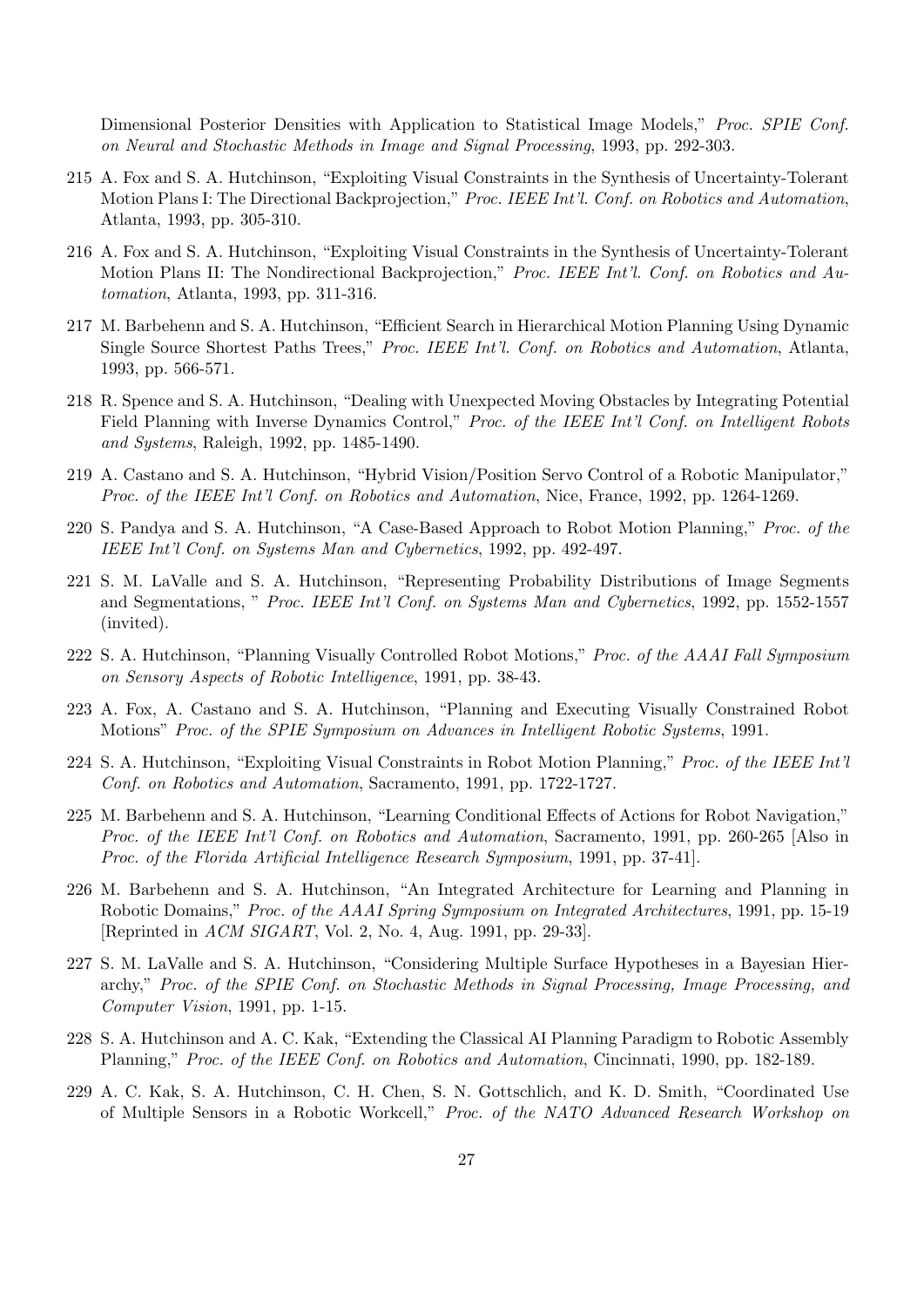Dimensional Posterior Densities with Application to Statistical Image Models," *Proc. SPIE Conf. on Neural and Stochastic Methods in Image and Signal Processing*, 1993, pp. 292-303.

215 A. Fox and S. A. Hutchinson, "Exploiting Visual Constraints in the Synthesis of Uncertainty-Tolerant Motion Plans I: The Directional Backprojection," *Proc. IEEE Int'l. Conf. on Robotics and Automation*, Atlanta, 1993, pp. 305-310.

216 A. Fox and S. A. Hutchinson, "Exploiting Visual Constraints in the Synthesis of Uncertainty-Tolerant Motion Plans II: The Nondirectional Backprojection," *Proc. IEEE Int'l. Conf. on Robotics and Automation*, Atlanta, 1993, pp. 311-316.

217 M. Barbehenn and S. A. Hutchinson, "Efficient Search in Hierarchical Motion Planning Using Dynamic Single Source Shortest Paths Trees," *Proc. IEEE Int'l. Conf. on Robotics and Automation*, Atlanta, 1993, pp. 566-571.

218 R. Spence and S. A. Hutchinson, "Dealing with Unexpected Moving Obstacles by Integrating Potential Field Planning with Inverse Dynamics Control," *Proc. of the IEEE Int'l Conf. on Intelligent Robots and Systems*, Raleigh, 1992, pp. 1485-1490.

219 A. Castano and S. A. Hutchinson, "Hybrid Vision/Position Servo Control of a Robotic Manipulator," *Proc. of the IEEE Int'l Conf. on Robotics and Automation*, Nice, France, 1992, pp. 1264-1269.

220 S. Pandya and S. A. Hutchinson, "A Case-Based Approach to Robot Motion Planning," *Proc. of the IEEE Int'l Conf. on Systems Man and Cybernetics*, 1992, pp. 492-497.

221 S. M. LaValle and S. A. Hutchinson, "Representing Probability Distributions of Image Segments and Segmentations, " *Proc. IEEE Int'l Conf. on Systems Man and Cybernetics*, 1992, pp. 1552-1557 (invited).

222 S. A. Hutchinson, "Planning Visually Controlled Robot Motions," *Proc. of the AAAI Fall Symposium on Sensory Aspects of Robotic Intelligence*, 1991, pp. 38-43.

223 A. Fox, A. Castano and S. A. Hutchinson, "Planning and Executing Visually Constrained Robot Motions" *Proc. of the SPIE Symposium on Advances in Intelligent Robotic Systems*, 1991.

224 S. A. Hutchinson, "Exploiting Visual Constraints in Robot Motion Planning," *Proc. of the IEEE Int'l Conf. on Robotics and Automation*, Sacramento, 1991, pp. 1722-1727.

225 M. Barbehenn and S. A. Hutchinson, "Learning Conditional Effects of Actions for Robot Navigation," *Proc. of the IEEE Int'l Conf. on Robotics and Automation*, Sacramento, 1991, pp. 260-265 [Also in *Proc. of the Florida Artificial Intelligence Research Symposium*, 1991, pp. 37-41].

226 M. Barbehenn and S. A. Hutchinson, "An Integrated Architecture for Learning and Planning in Robotic Domains," *Proc. of the AAAI Spring Symposium on Integrated Architectures*, 1991, pp. 15-19 [Reprinted in *ACM SIGART*, Vol. 2, No. 4, Aug. 1991, pp. 29-33].

227 S. M. LaValle and S. A. Hutchinson, "Considering Multiple Surface Hypotheses in a Bayesian Hierarchy," *Proc. of the SPIE Conf. on Stochastic Methods in Signal Processing, Image Processing, and Computer Vision*, 1991, pp. 1-15.

228 S. A. Hutchinson and A. C. Kak, "Extending the Classical AI Planning Paradigm to Robotic Assembly Planning," *Proc. of the IEEE Conf. on Robotics and Automation*, Cincinnati, 1990, pp. 182-189.

229 A. C. Kak, S. A. Hutchinson, C. H. Chen, S. N. Gottschlich, and K. D. Smith, "Coordinated Use of Multiple Sensors in a Robotic Workcell," *Proc. of the NATO Advanced Research Workshop on*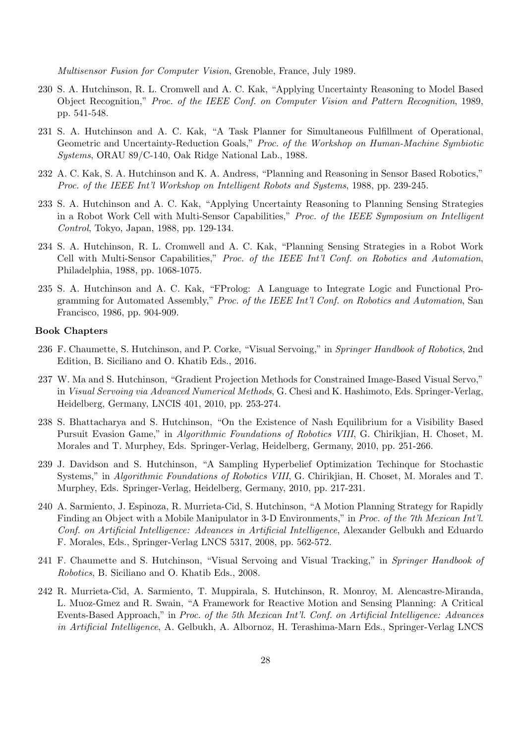*Multisensor Fusion for Computer Vision*, Grenoble, France, July 1989.

230 S. A. Hutchinson, R. L. Cromwell and A. C. Kak, "Applying Uncertainty Reasoning to Model Based Object Recognition," *Proc. of the IEEE Conf. on Computer Vision and Pattern Recognition*, 1989, pp. 541-548.

231 S. A. Hutchinson and A. C. Kak, "A Task Planner for Simultaneous Fulfillment of Operational, Geometric and Uncertainty-Reduction Goals," *Proc. of the Workshop on Human-Machine Symbiotic Systems*, ORAU 89/C-140, Oak Ridge National Lab., 1988.

232 A. C. Kak, S. A. Hutchinson and K. A. Andress, "Planning and Reasoning in Sensor Based Robotics," *Proc. of the IEEE Int'l Workshop on Intelligent Robots and Systems*, 1988, pp. 239-245.

233 S. A. Hutchinson and A. C. Kak, "Applying Uncertainty Reasoning to Planning Sensing Strategies in a Robot Work Cell with Multi-Sensor Capabilities," *Proc. of the IEEE Symposium on Intelligent Control*, Tokyo, Japan, 1988, pp. 129-134.

234 S. A. Hutchinson, R. L. Cromwell and A. C. Kak, "Planning Sensing Strategies in a Robot Work Cell with Multi-Sensor Capabilities," *Proc. of the IEEE Int'l Conf. on Robotics and Automation*, Philadelphia, 1988, pp. 1068-1075.

235 S. A. Hutchinson and A. C. Kak, "FProlog: A Language to Integrate Logic and Functional Programming for Automated Assembly," *Proc. of the IEEE Int'l Conf. on Robotics and Automation*, San Francisco, 1986, pp. 904-909.

**Book Chapters**

236 F. Chaumette, S. Hutchinson, and P. Corke, "Visual Servoing," in *Springer Handbook of Robotics*, 2nd Edition, B. Siciliano and O. Khatib Eds., 2016.

237 W. Ma and S. Hutchinson, "Gradient Projection Methods for Constrained Image-Based Visual Servo," in *Visual Servoing via Advanced Numerical Methods*, G. Chesi and K. Hashimoto, Eds. Springer-Verlag, Heidelberg, Germany, LNCIS 401, 2010, pp. 253-274.

238 S. Bhattacharya and S. Hutchinson, "On the Existence of Nash Equilibrium for a Visibility Based Pursuit Evasion Game," in *Algorithmic Foundations of Robotics VIII*, G. Chirikjian, H. Choset, M. Morales and T. Murphey, Eds. Springer-Verlag, Heidelberg, Germany, 2010, pp. 251-266.

239 J. Davidson and S. Hutchinson, "A Sampling Hyperbelief Optimization Techinque for Stochastic Systems," in *Algorithmic Foundations of Robotics VIII*, G. Chirikjian, H. Choset, M. Morales and T. Murphey, Eds. Springer-Verlag, Heidelberg, Germany, 2010, pp. 217-231.

240 A. Sarmiento, J. Espinoza, R. Murrieta-Cid, S. Hutchinson, "A Motion Planning Strategy for Rapidly Finding an Object with a Mobile Manipulator in 3-D Environments," in *Proc. of the 7th Mexican Int'l. Conf. on Artificial Intelligence: Advances in Artificial Intelligence*, Alexander Gelbukh and Eduardo F. Morales, Eds., Springer-Verlag LNCS 5317, 2008, pp. 562-572.

241 F. Chaumette and S. Hutchinson, "Visual Servoing and Visual Tracking," in *Springer Handbook of Robotics*, B. Siciliano and O. Khatib Eds., 2008.

242 R. Murrieta-Cid, A. Sarmiento, T. Muppirala, S. Hutchinson, R. Monroy, M. Alencastre-Miranda, L. Muoz-Gmez and R. Swain, "A Framework for Reactive Motion and Sensing Planning: A Critical Events-Based Approach," in *Proc. of the 5th Mexican Int'l. Conf. on Artificial Intelligence: Advances in Artificial Intelligence*, A. Gelbukh, A. Albornoz, H. Terashima-Marn Eds., Springer-Verlag LNCS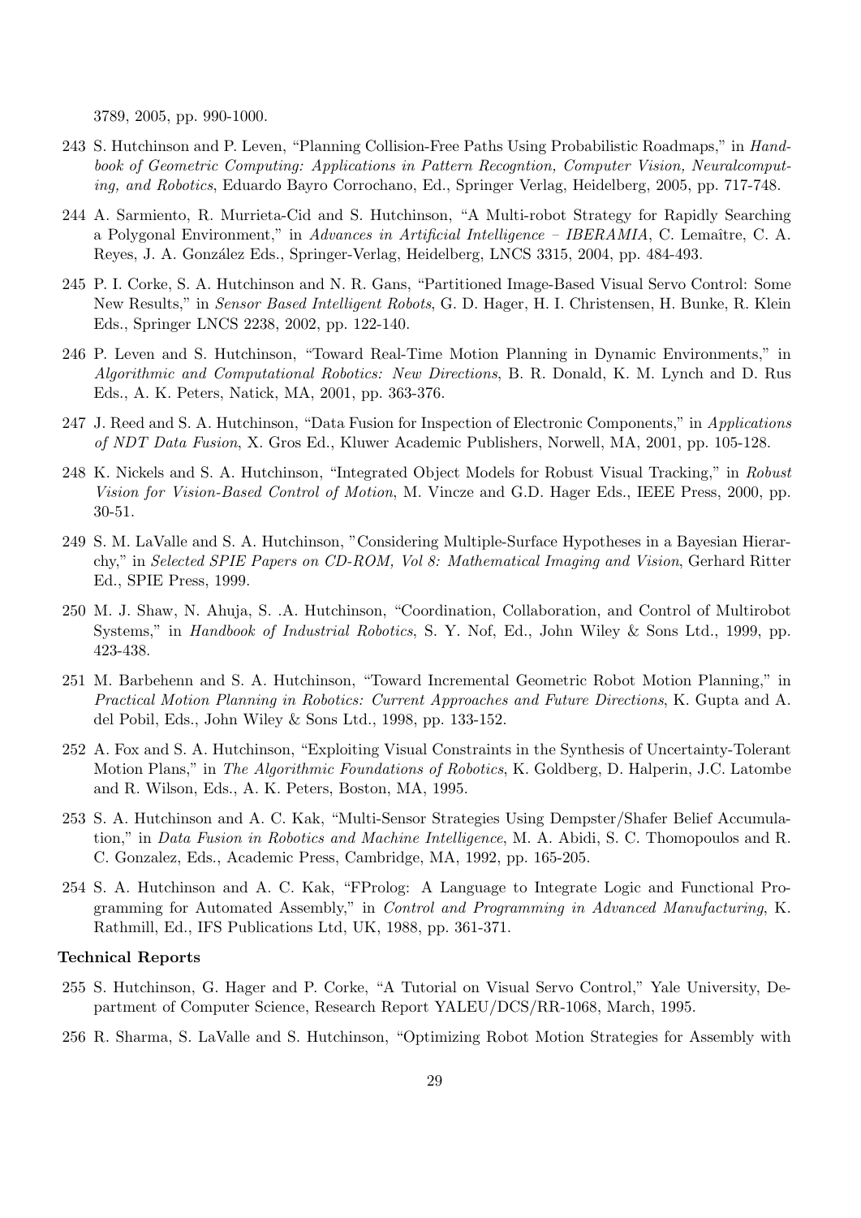3789, 2005, pp. 990-1000.

243 S. Hutchinson and P. Leven, "Planning Collision-Free Paths Using Probabilistic Roadmaps," in *Handbook of Geometric Computing: Applications in Pattern Recogntion, Computer Vision, Neuralcomputing, and Robotics*, Eduardo Bayro Corrochano, Ed., Springer Verlag, Heidelberg, 2005, pp. 717-748.

244 A. Sarmiento, R. Murrieta-Cid and S. Hutchinson, "A Multi-robot Strategy for Rapidly Searching a Polygonal Environment," in *Advances in Artificial Intelligence – IBERAMIA*, C. Lemaître, C. A. Reyes, J. A. González Eds., Springer-Verlag, Heidelberg, LNCS 3315, 2004, pp. 484-493.

245 P. I. Corke, S. A. Hutchinson and N. R. Gans, "Partitioned Image-Based Visual Servo Control: Some New Results," in *Sensor Based Intelligent Robots*, G. D. Hager, H. I. Christensen, H. Bunke, R. Klein Eds., Springer LNCS 2238, 2002, pp. 122-140.

246 P. Leven and S. Hutchinson, "Toward Real-Time Motion Planning in Dynamic Environments," in *Algorithmic and Computational Robotics: New Directions*, B. R. Donald, K. M. Lynch and D. Rus Eds., A. K. Peters, Natick, MA, 2001, pp. 363-376.

247 J. Reed and S. A. Hutchinson, "Data Fusion for Inspection of Electronic Components," in *Applications of NDT Data Fusion*, X. Gros Ed., Kluwer Academic Publishers, Norwell, MA, 2001, pp. 105-128.

248 K. Nickels and S. A. Hutchinson, "Integrated Object Models for Robust Visual Tracking," in *Robust Vision for Vision-Based Control of Motion*, M. Vincze and G.D. Hager Eds., IEEE Press, 2000, pp. 30-51.

249 S. M. LaValle and S. A. Hutchinson, "Considering Multiple-Surface Hypotheses in a Bayesian Hierarchy," in *Selected SPIE Papers on CD-ROM, Vol 8: Mathematical Imaging and Vision*, Gerhard Ritter Ed., SPIE Press, 1999.

250 M. J. Shaw, N. Ahuja, S. .A. Hutchinson, "Coordination, Collaboration, and Control of Multirobot Systems," in *Handbook of Industrial Robotics*, S. Y. Nof, Ed., John Wiley & Sons Ltd., 1999, pp. 423-438.

251 M. Barbehenn and S. A. Hutchinson, "Toward Incremental Geometric Robot Motion Planning," in *Practical Motion Planning in Robotics: Current Approaches and Future Directions*, K. Gupta and A. del Pobil, Eds., John Wiley & Sons Ltd., 1998, pp. 133-152.

252 A. Fox and S. A. Hutchinson, "Exploiting Visual Constraints in the Synthesis of Uncertainty-Tolerant Motion Plans," in *The Algorithmic Foundations of Robotics*, K. Goldberg, D. Halperin, J.C. Latombe and R. Wilson, Eds., A. K. Peters, Boston, MA, 1995.

253 S. A. Hutchinson and A. C. Kak, "Multi-Sensor Strategies Using Dempster/Shafer Belief Accumulation," in *Data Fusion in Robotics and Machine Intelligence*, M. A. Abidi, S. C. Thomopoulos and R. C. Gonzalez, Eds., Academic Press, Cambridge, MA, 1992, pp. 165-205.

254 S. A. Hutchinson and A. C. Kak, "FProlog: A Language to Integrate Logic and Functional Programming for Automated Assembly," in *Control and Programming in Advanced Manufacturing*, K. Rathmill, Ed., IFS Publications Ltd, UK, 1988, pp. 361-371.

**Technical Reports**

255 S. Hutchinson, G. Hager and P. Corke, "A Tutorial on Visual Servo Control," Yale University, Department of Computer Science, Research Report YALEU/DCS/RR-1068, March, 1995.

256 R. Sharma, S. LaValle and S. Hutchinson, "Optimizing Robot Motion Strategies for Assembly with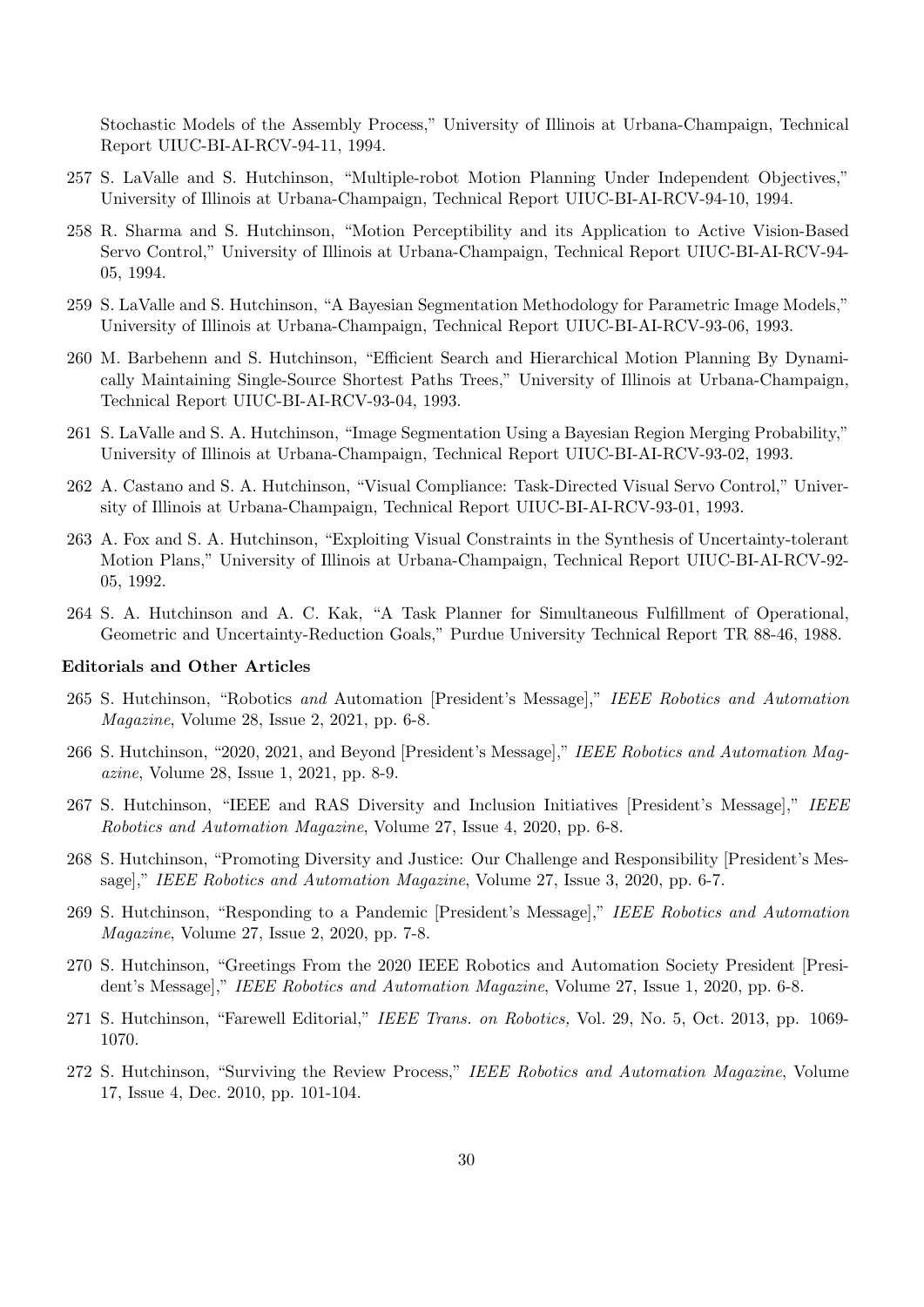Stochastic Models of the Assembly Process," University of Illinois at Urbana-Champaign, Technical Report UIUC-BI-AI-RCV-94-11, 1994.

257 S. LaValle and S. Hutchinson, "Multiple-robot Motion Planning Under Independent Objectives," University of Illinois at Urbana-Champaign, Technical Report UIUC-BI-AI-RCV-94-10, 1994.

258 R. Sharma and S. Hutchinson, "Motion Perceptibility and its Application to Active Vision-Based Servo Control," University of Illinois at Urbana-Champaign, Technical Report UIUC-BI-AI-RCV-94-05, 1994.

259 S. LaValle and S. Hutchinson, "A Bayesian Segmentation Methodology for Parametric Image Models," University of Illinois at Urbana-Champaign, Technical Report UIUC-BI-AI-RCV-93-06, 1993.

260 M. Barbehenn and S. Hutchinson, "Efficient Search and Hierarchical Motion Planning By Dynamically Maintaining Single-Source Shortest Paths Trees," University of Illinois at Urbana-Champaign, Technical Report UIUC-BI-AI-RCV-93-04, 1993.

261 S. LaValle and S. A. Hutchinson, "Image Segmentation Using a Bayesian Region Merging Probability," University of Illinois at Urbana-Champaign, Technical Report UIUC-BI-AI-RCV-93-02, 1993.

262 A. Castano and S. A. Hutchinson, "Visual Compliance: Task-Directed Visual Servo Control," University of Illinois at Urbana-Champaign, Technical Report UIUC-BI-AI-RCV-93-01, 1993.

263 A. Fox and S. A. Hutchinson, "Exploiting Visual Constraints in the Synthesis of Uncertainty-tolerant Motion Plans," University of Illinois at Urbana-Champaign, Technical Report UIUC-BI-AI-RCV-92-05, 1992.

264 S. A. Hutchinson and A. C. Kak, "A Task Planner for Simultaneous Fulfillment of Operational, Geometric and Uncertainty-Reduction Goals," Purdue University Technical Report TR 88-46, 1988.

**Editorials and Other Articles**

265 S. Hutchinson, "Robotics *and* Automation [President's Message]," *IEEE Robotics and Automation Magazine*, Volume 28, Issue 2, 2021, pp. 6-8.

266 S. Hutchinson, "2020, 2021, and Beyond [President's Message]," *IEEE Robotics and Automation Magazine*, Volume 28, Issue 1, 2021, pp. 8-9.

267 S. Hutchinson, "IEEE and RAS Diversity and Inclusion Initiatives [President's Message]," *IEEE Robotics and Automation Magazine*, Volume 27, Issue 4, 2020, pp. 6-8.

268 S. Hutchinson, "Promoting Diversity and Justice: Our Challenge and Responsibility [President's Message]," *IEEE Robotics and Automation Magazine*, Volume 27, Issue 3, 2020, pp. 6-7.

269 S. Hutchinson, "Responding to a Pandemic [President's Message]," *IEEE Robotics and Automation Magazine*, Volume 27, Issue 2, 2020, pp. 7-8.

270 S. Hutchinson, "Greetings From the 2020 IEEE Robotics and Automation Society President [President's Message]," *IEEE Robotics and Automation Magazine*, Volume 27, Issue 1, 2020, pp. 6-8.

271 S. Hutchinson, "Farewell Editorial," *IEEE Trans. on Robotics,* Vol. 29, No. 5, Oct. 2013, pp. 1069-1070.

272 S. Hutchinson, "Surviving the Review Process," *IEEE Robotics and Automation Magazine*, Volume 17, Issue 4, Dec. 2010, pp. 101-104.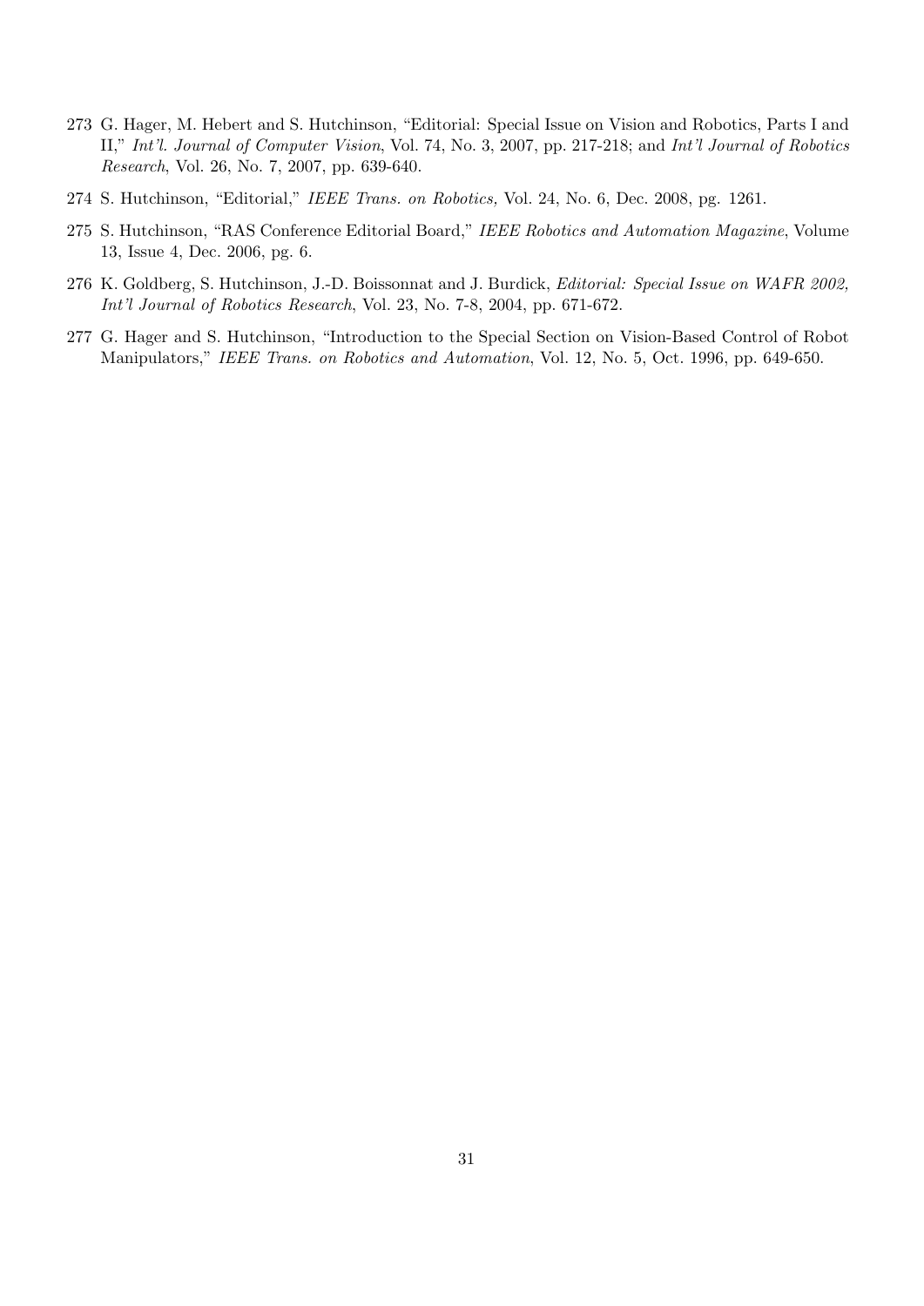273 G. Hager, M. Hebert and S. Hutchinson, "Editorial: Special Issue on Vision and Robotics, Parts I and II," *Int'l. Journal of Computer Vision*, Vol. 74, No. 3, 2007, pp. 217-218; and *Int'l Journal of Robotics Research*, Vol. 26, No. 7, 2007, pp. 639-640.

274 S. Hutchinson, "Editorial," *IEEE Trans. on Robotics,* Vol. 24, No. 6, Dec. 2008, pg. 1261.

275 S. Hutchinson, "RAS Conference Editorial Board," *IEEE Robotics and Automation Magazine*, Volume 13, Issue 4, Dec. 2006, pg. 6.

276 K. Goldberg, S. Hutchinson, J.-D. Boissonnat and J. Burdick, *Editorial: Special Issue on WAFR 2002, Int'l Journal of Robotics Research*, Vol. 23, No. 7-8, 2004, pp. 671-672.

277 G. Hager and S. Hutchinson, "Introduction to the Special Section on Vision-Based Control of Robot Manipulators," *IEEE Trans. on Robotics and Automation*, Vol. 12, No. 5, Oct. 1996, pp. 649-650.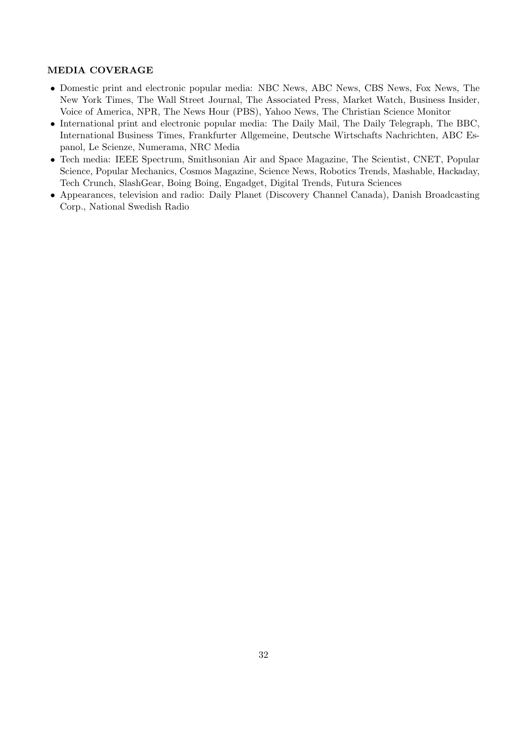## MEDIA COVERAGE

- Domestic print and electronic popular media: NBC News, ABC News, CBS News, Fox News, The New York Times, The Wall Street Journal, The Associated Press, Market Watch, Business Insider, Voice of America, NPR, The News Hour (PBS), Yahoo News, The Christian Science Monitor
- International print and electronic popular media: The Daily Mail, The Daily Telegraph, The BBC, International Business Times, Frankfurter Allgemeine, Deutsche Wirtschafts Nachrichten, ABC Espanol, Le Scienze, Numerama, NRC Media
- Tech media: IEEE Spectrum, Smithsonian Air and Space Magazine, The Scientist, CNET, Popular Science, Popular Mechanics, Cosmos Magazine, Science News, Robotics Trends, Mashable, Hackaday, Tech Crunch, SlashGear, Boing Boing, Engadget, Digital Trends, Futura Sciences
- Appearances, television and radio: Daily Planet (Discovery Channel Canada), Danish Broadcasting Corp., National Swedish Radio